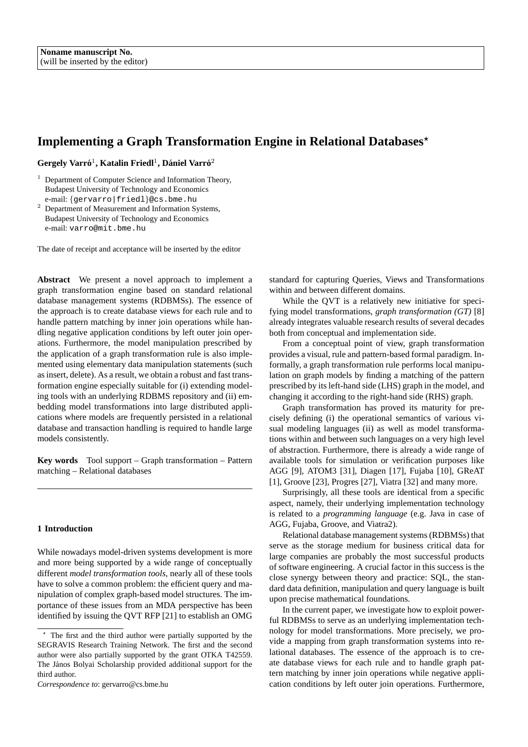Noname manuscript No.
(will be inserted by the editor)

# Implementing a Graph Transformation Engine in Relational Databases*

**Gergely Varró[1], Katalin Friedl[1], Dániel Varró[2]**

[1] Department of Computer Science and Information Theory, Budapest University of Technology and Economics
e-mail: {gervarro|friedl}@cs.bme.hu

[2] Department of Measurement and Information Systems, Budapest University of Technology and Economics
e-mail: varro@mit.bme.hu

The date of receipt and acceptance will be inserted by the editor

**Abstract** We present a novel approach to implement a graph transformation engine based on standard relational database management systems (RDBMSs). The essence of the approach is to create database views for each rule and to handle pattern matching by inner join operations while handling negative application conditions by left outer join operations. Furthermore, the model manipulation prescribed by the application of a graph transformation rule is also implemented using elementary data manipulation statements (such as insert, delete). As a result, we obtain a robust and fast transformation engine especially suitable for (i) extending modeling tools with an underlying RDBMS repository and (ii) embedding model transformations into large distributed applications where models are frequently persisted in a relational database and transaction handling is required to handle large models consistently.

**Key words** Tool support – Graph transformation – Pattern matching – Relational databases

## 1 Introduction

While nowadays model-driven systems development is more and more being supported by a wide range of conceptually different *model transformation tools*, nearly all of these tools have to solve a common problem: the efficient query and manipulation of complex graph-based model structures. The importance of these issues from an MDA perspective has been identified by issuing the QVT RFP [21] to establish an OMG standard for capturing Queries, Views and Transformations within and between different domains.

While the QVT is a relatively new initiative for specifying model transformations, *graph transformation (GT)* [8] already integrates valuable research results of several decades both from conceptual and implementation side.

From a conceptual point of view, graph transformation provides a visual, rule and pattern-based formal paradigm. Informally, a graph transformation rule performs local manipulation on graph models by finding a matching of the pattern prescribed by its left-hand side (LHS) graph in the model, and changing it according to the right-hand side (RHS) graph.

Graph transformation has proved its maturity for precisely defining (i) the operational semantics of various visual modeling languages (ii) as well as model transformations within and between such languages on a very high level of abstraction. Furthermore, there is already a wide range of available tools for simulation or verification purposes like AGG [9], ATOM3 [31], Diagen [17], Fujaba [10], GReAT [1], Groove [23], Progres [27], Viatra [32] and many more.

Surprisingly, all these tools are identical from a specific aspect, namely, their underlying implementation technology is related to a *programming language* (e.g. Java in case of AGG, Fujaba, Groove, and Viatra2).

Relational database management systems (RDBMSs) that serve as the storage medium for business critical data for large companies are probably the most successful products of software engineering. A crucial factor in this success is the close synergy between theory and practice: SQL, the standard data definition, manipulation and query language is built upon precise mathematical foundations.

In the current paper, we investigate how to exploit powerful RDBMSs to serve as an underlying implementation technology for model transformations. More precisely, we provide a mapping from graph transformation systems into relational databases. The essence of the approach is to create database views for each rule and to handle graph pattern matching by inner join operations while negative application conditions by left outer join operations. Furthermore,

* The first and the third author were partially supported by the SEGRAVIS Research Training Network. The first and the second author were also partially supported by the grant OTKA T42559. The János Bolyai Scholarship provided additional support for the third author.

*Correspondence to*: gervarro@cs.bme.hu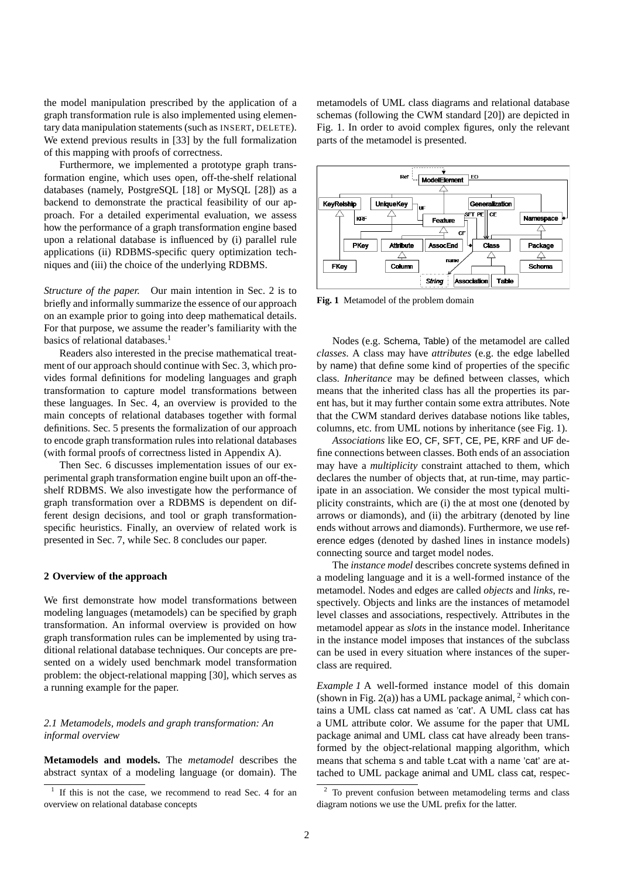the model manipulation prescribed by the application of a graph transformation rule is also implemented using elementary data manipulation statements (such as INSERT, DELETE). We extend previous results in [33] by the full formalization of this mapping with proofs of correctness.

Furthermore, we implemented a prototype graph transformation engine, which uses open, off-the-shelf relational databases (namely, PostgreSQL [18] or MySQL [28]) as a backend to demonstrate the practical feasibility of our approach. For a detailed experimental evaluation, we assess how the performance of a graph transformation engine based upon a relational database is influenced by (i) parallel rule applications (ii) RDBMS-specific query optimization techniques and (iii) the choice of the underlying RDBMS.

*Structure of the paper.* Our main intention in Sec. 2 is to briefly and informally summarize the essence of our approach on an example prior to going into deep mathematical details. For that purpose, we assume the reader's familiarity with the basics of relational databases.[1]

Readers also interested in the precise mathematical treatment of our approach should continue with Sec. 3, which provides formal definitions for modeling languages and graph transformation to capture model transformations between these languages. In Sec. 4, an overview is provided to the main concepts of relational databases together with formal definitions. Sec. 5 presents the formalization of our approach to encode graph transformation rules into relational databases (with formal proofs of correctness listed in Appendix A).

Then Sec. 6 discusses implementation issues of our experimental graph transformation engine built upon an off-the-shelf RDBMS. We also investigate how the performance of graph transformation over a RDBMS is dependent on different design decisions, and tool or graph transformation-specific heuristics. Finally, an overview of related work is presented in Sec. 7, while Sec. 8 concludes our paper.

## 2 Overview of the approach

We first demonstrate how model transformations between modeling languages (metamodels) can be specified by graph transformation. An informal overview is provided on how graph transformation rules can be implemented by using traditional relational database techniques. Our concepts are presented on a widely used benchmark model transformation problem: the object-relational mapping [30], which serves as a running example for the paper.

### 2.1 Metamodels, models and graph transformation: An informal overview

**Metamodels and models.** The *metamodel* describes the abstract syntax of a modeling language (or domain). The metamodels of UML class diagrams and relational database schemas (following the CWM standard [20]) are depicted in Fig. 1. In order to avoid complex figures, only the relevant parts of the metamodel is presented.

Ref
ModelElement
EO
KeyRelship
UniqueKey
UF
Generalization
SFT PE CE
Namespace
KRF
Feature
CF
PKey
Attribute
AssocEnd
Class
Package
name
FKey
Column
Schema
String
Association
Table

**Fig. 1** Metamodel of the problem domain

Nodes (e.g. Schema, Table) of the metamodel are called *classes*. A class may have *attributes* (e.g. the edge labelled by name) that define some kind of properties of the specific class. *Inheritance* may be defined between classes, which means that the inherited class has all the properties its parent has, but it may further contain some extra attributes. Note that the CWM standard derives database notions like tables, columns, etc. from UML notions by inheritance (see Fig. 1).

*Associations* like EO, CF, SFT, CE, PE, KRF and UF define connections between classes. Both ends of an association may have a *multiplicity* constraint attached to them, which declares the number of objects that, at run-time, may participate in an association. We consider the most typical multiplicity constraints, which are (i) the at most one (denoted by arrows or diamonds), and (ii) the arbitrary (denoted by line ends without arrows and diamonds). Furthermore, we use reference edges (denoted by dashed lines in instance models) connecting source and target model nodes.

The *instance model* describes concrete systems defined in a modeling language and it is a well-formed instance of the metamodel. Nodes and edges are called *objects* and *links*, respectively. Objects and links are the instances of metamodel level classes and associations, respectively. Attributes in the metamodel appear as *slots* in the instance model. Inheritance in the instance model imposes that instances of the subclass can be used in every situation where instances of the superclass are required.

*Example 1* A well-formed instance model of this domain (shown in Fig. 2(a)) has a UML package animal, [2] which contains a UML class cat named as 'cat'. A UML class cat has a UML attribute color. We assume for the paper that UML package animal and UML class cat have already been transformed by the object-relational mapping algorithm, which means that schema s and table t_cat with a name 'cat' are attached to UML package animal and UML class cat, respec-

[1] If this is not the case, we recommend to read Sec. 4 for an overview on relational database concepts

[2] To prevent confusion between metamodeling terms and class diagram notions we use the UML prefix for the latter.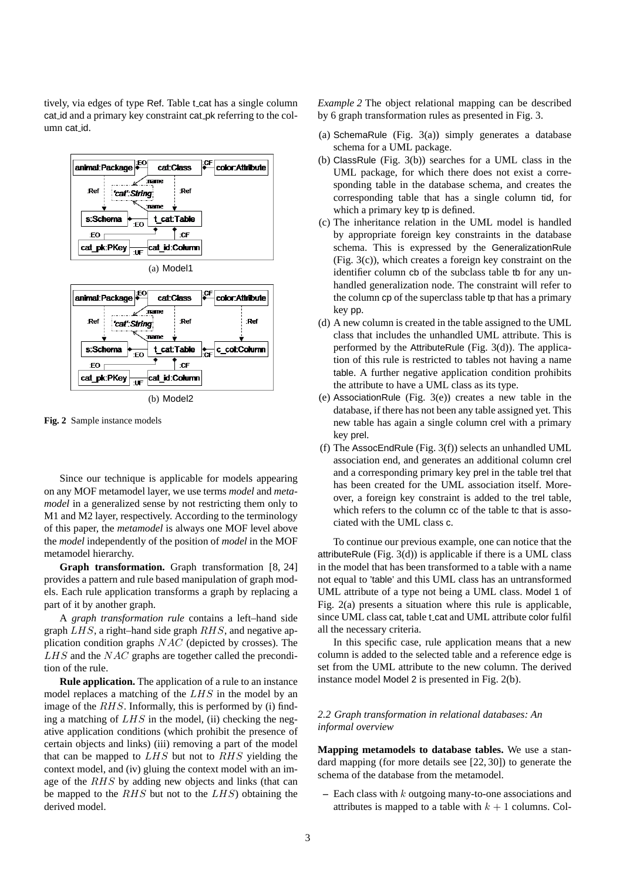tively, via edges of type Ref. Table t_cat has a single column cat_id and a primary key constraint cat_pk referring to the column cat_id.

(a) Model1

(b) Model2

**Fig. 2** Sample instance models

Since our technique is applicable for models appearing on any MOF metamodel layer, we use terms *model* and *metamodel* in a generalized sense by not restricting them only to M1 and M2 layer, respectively. According to the terminology of this paper, the *metamodel* is always one MOF level above the *model* independently of the position of *model* in the MOF metamodel hierarchy.

**Graph transformation.** Graph transformation [8, 24] provides a pattern and rule based manipulation of graph models. Each rule application transforms a graph by replacing a part of it by another graph.

A *graph transformation rule* contains a left–hand side graph $LHS$, a right–hand side graph $RHS$, and negative application condition graphs $NAC$ (depicted by crosses). The $LHS$ and the $NAC$ graphs are together called the precondition of the rule.

**Rule application.** The application of a rule to an instance model replaces a matching of the $LHS$ in the model by an image of the $RHS$. Informally, this is performed by (i) finding a matching of $LHS$ in the model, (ii) checking the negative application conditions (which prohibit the presence of certain objects and links) (iii) removing a part of the model that can be mapped to $LHS$ but not to $RHS$ yielding the context model, and (iv) gluing the context model with an image of the $RHS$ by adding new objects and links (that can be mapped to the $RHS$ but not to the $LHS$) obtaining the derived model.

*Example 2* The object relational mapping can be described by 6 graph transformation rules as presented in Fig. 3.

(a) SchemaRule (Fig. 3(a)) simply generates a database schema for a UML package.
(b) ClassRule (Fig. 3(b)) searches for a UML class in the UML package, for which there does not exist a corresponding table in the database schema, and creates the corresponding table that has a single column tid, for which a primary key tp is defined.
(c) The inheritance relation in the UML model is handled by appropriate foreign key constraints in the database schema. This is expressed by the GeneralizationRule (Fig. 3(c)), which creates a foreign key constraint on the identifier column cb of the subclass table tb for any unhandled generalization node. The constraint will refer to the column cp of the superclass table tp that has a primary key pp.
(d) A new column is created in the table assigned to the UML class that includes the unhandled UML attribute. This is performed by the AttributeRule (Fig. 3(d)). The application of this rule is restricted to tables not having a name table. A further negative application condition prohibits the attribute to have a UML class as its type.
(e) AssociationRule (Fig. 3(e)) creates a new table in the database, if there has not been any table assigned yet. This new table has again a single column crel with a primary key prel.
(f) The AssocEndRule (Fig. 3(f)) selects an unhandled UML association end, and generates an additional column crel and a corresponding primary key prel in the table trel that has been created for the UML association itself. Moreover, a foreign key constraint is added to the trel table, which refers to the column cc of the table tc that is associated with the UML class c.

To continue our previous example, one can notice that the attributeRule (Fig. 3(d)) is applicable if there is a UML class in the model that has been transformed to a table with a name not equal to 'table' and this UML class has an untransformed UML attribute of a type not being a UML class. Model 1 of Fig. 2(a) presents a situation where this rule is applicable, since UML class cat, table t_cat and UML attribute color fulfil all the necessary criteria.

In this specific case, rule application means that a new column is added to the selected table and a reference edge is set from the UML attribute to the new column. The derived instance model Model 2 is presented in Fig. 2(b).

### *2.2 Graph transformation in relational databases: An informal overview*

**Mapping metamodels to database tables.** We use a standard mapping (for more details see [22, 30]) to generate the schema of the database from the metamodel.

– Each class with $k$ outgoing many-to-one associations and attributes is mapped to a table with $k + 1$ columns. Col-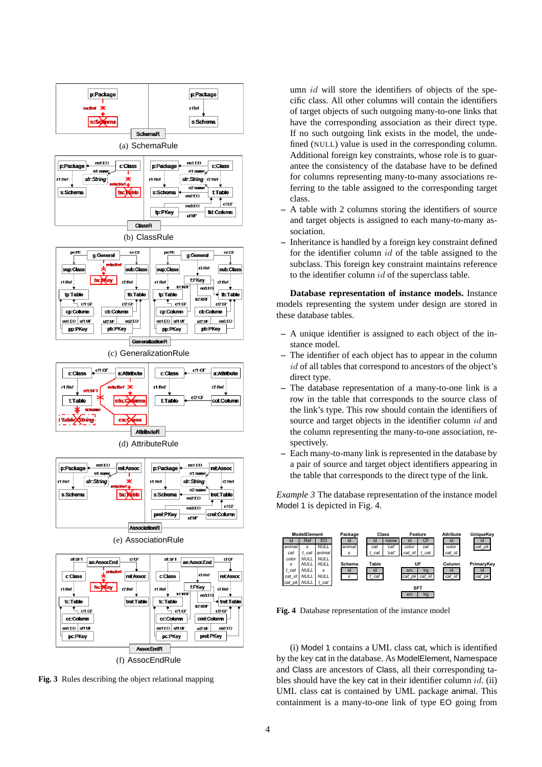(a) SchemaRule

(b) ClassRule

(c) GeneralizationRule

(d) AttributeRule

(e) AssociationRule

(f) AssocEndRule

**Fig. 3** Rules describing the object relational mapping

umn $id$ will store the identifiers of objects of the specific class. All other columns will contain the identifiers of target objects of such outgoing many-to-one links that have the corresponding association as their direct type. If no such outgoing link exists in the model, the undefined (NULL) value is used in the corresponding column. Additional foreign key constraints, whose role is to guarantee the consistency of the database have to be defined for columns representing many-to-many associations referring to the table assigned to the corresponding target class.

- A table with 2 columns storing the identifiers of source and target objects is assigned to each many-to-many association.
- Inheritance is handled by a foreign key constraint defined for the identifier column $id$ of the table assigned to the subclass. This foreign key constraint maintains reference to the identifier column $id$ of the superclass table.

**Database representation of instance models.** Instance models representing the system under design are stored in these database tables.

- A unique identifier is assigned to each object of the instance model.
- The identifier of each object has to appear in the column $id$ of all tables that correspond to ancestors of the object's direct type.
- The database representation of a many-to-one link is a row in the table that corresponds to the source class of the link's type. This row should contain the identifiers of source and target objects in the identifier column $id$ and the column representing the many-to-one association, respectively.
- Each many-to-many link is represented in the database by a pair of source and target object identifiers appearing in the table that corresponds to the direct type of the link.

*Example 3* The database representation of the instance model Model 1 is depicted in Fig. 4.

ModelElement

| id | Ref | EO |
|---|---|---|
| animal | s | NULL |
| cat | t_cat | animal |
| color | NULL | NULL |
| s | NULL | NULL |
| t_cat | NULL | s |
| cat_id | NULL | NULL |
| cat_pk | NULL | t_cat |

Package

| id |
|---|
| animal |
| s |

Class

| id | name |
|---|---|
| cat | 'cat' |
| t_cat | 'cat' |

Feature

| id | CF |
|---|---|
| color | cat |
| cat_id | t_cat |

Attribute

| id |
|---|
| color |
| cat_id |

UniqueKey

| id |
|---|
| cat_pk |

Schema

| id |
|---|
| s |

Table

| id |
|---|
| t_cat |

UF

| src | trg |
|---|---|
| cat_pk | cat_id |

Column

| id |
|---|
| cat_id |

PrimaryKey

| id |
|---|
| cat_pk |

SFT

| src | trg |
|---|---|

**Fig. 4** Database representation of the instance model

(i) Model 1 contains a UML class cat, which is identified by the key cat in the database. As ModelElement, Namespace and Class are ancestors of Class, all their corresponding tables should have the key cat in their identifier column $id$. (ii) UML class cat is contained by UML package animal. This containment is a many-to-one link of type EO going from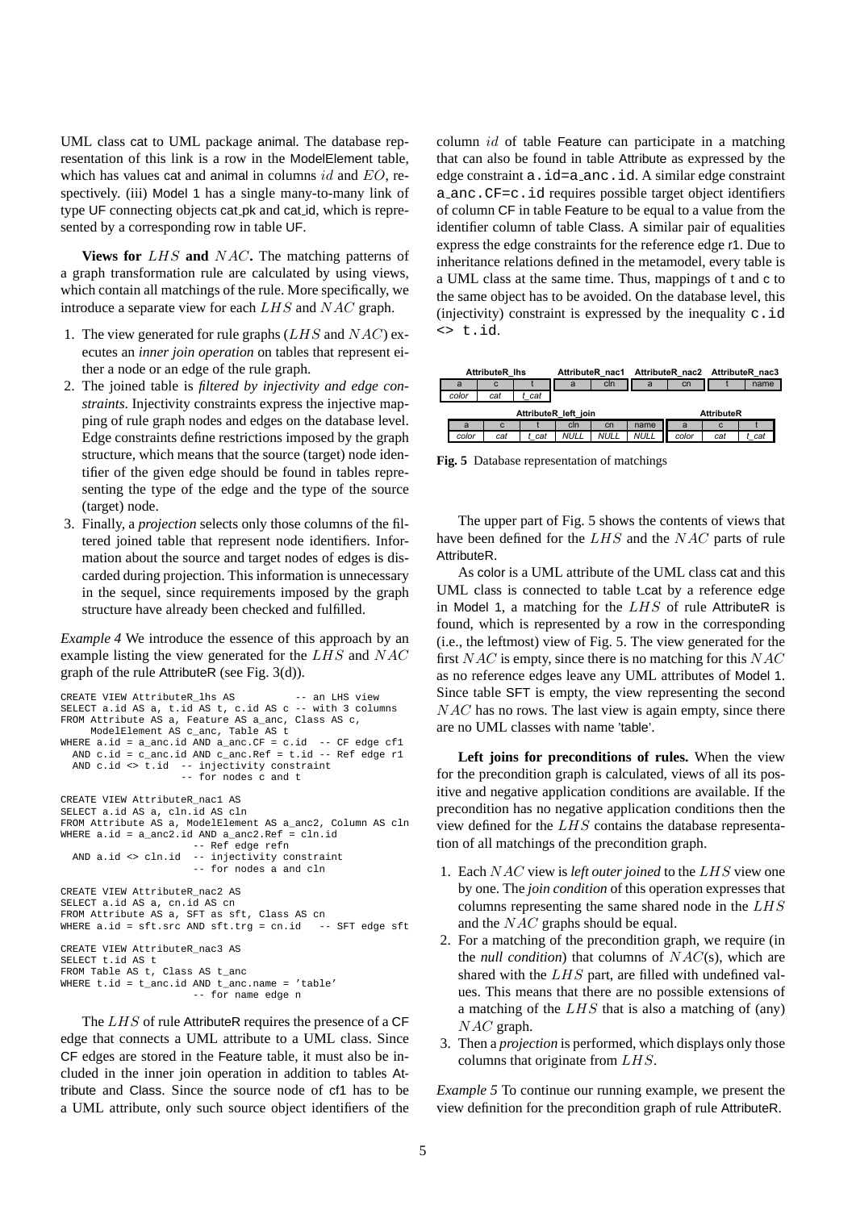UML class cat to UML package animal. The database representation of this link is a row in the ModelElement table, which has values cat and animal in columns $id$ and $EO$, respectively. (iii) Model 1 has a single many-to-many link of type UF connecting objects cat_pk and cat_id, which is represented by a corresponding row in table UF.

**Views for $LHS$ and $NAC$.** The matching patterns of a graph transformation rule are calculated by using views, which contain all matchings of the rule. More specifically, we introduce a separate view for each $LHS$ and $NAC$ graph.

1. The view generated for rule graphs ($LHS$ and $NAC$) executes an *inner join operation* on tables that represent either a node or an edge of the rule graph.
2. The joined table is *filtered by injectivity and edge constraints*. Injectivity constraints express the injective mapping of rule graph nodes and edges on the database level. Edge constraints define restrictions imposed by the graph structure, which means that the source (target) node identifier of the given edge should be found in tables representing the type of the edge and the type of the source (target) node.
3. Finally, a *projection* selects only those columns of the filtered joined table that represent node identifiers. Information about the source and target nodes of edges is discarded during projection. This information is unnecessary in the sequel, since requirements imposed by the graph structure have already been checked and fulfilled.

*Example 4* We introduce the essence of this approach by an example listing the view generated for the $LHS$ and $NAC$ graph of the rule AttributeR (see Fig. 3(d)).

```
CREATE VIEW AttributeR_lhs AS           -- an LHS view
SELECT a.id AS a, t.id AS t, c.id AS c -- with 3 columns
FROM Attribute AS a, Feature AS a_anc, Class AS c,
     ModelElement AS c_anc, Table AS t
WHERE a.id = a_anc.id AND a_anc.CF = c.id  -- CF edge cf1
  AND c.id = c_anc.id AND c_anc.Ref = t.id -- Ref edge r1
  AND c.id <> t.id  -- injectivity constraint
                   -- for nodes c and t

CREATE VIEW AttributeR_nac1 AS
SELECT a.id AS a, cln.id AS cln
FROM Attribute AS a, ModelElement AS a_anc2, Column AS cln
WHERE a.id = a_anc2.id AND a_anc2.Ref = cln.id
                      -- Ref edge refn
  AND a.id <> cln.id  -- injectivity constraint
                      -- for nodes a and cln

CREATE VIEW AttributeR_nac2 AS
SELECT a.id AS a, cn.id AS cn
FROM Attribute AS a, SFT as sft, Class AS cn
WHERE a.id = sft.src AND sft.trg = cn.id   -- SFT edge sft

CREATE VIEW AttributeR_nac3 AS
SELECT t.id AS t
FROM Table AS t, Class AS t_anc
WHERE t.id = t_anc.id AND t_anc.name = 'table'
                      -- for name edge n
```

The $LHS$ of rule AttributeR requires the presence of a CF edge that connects a UML attribute to a UML class. Since CF edges are stored in the Feature table, it must also be included in the inner join operation in addition to tables Attribute and Class. Since the source node of cf1 has to be a UML attribute, only such source object identifiers of the column $id$ of table Feature can participate in a matching that can also be found in table Attribute as expressed by the edge constraint `a.id=a_anc.id`. A similar edge constraint `a_anc.CF=c.id` requires possible target object identifiers of column CF in table Feature to be equal to a value from the identifier column of table Class. A similar pair of equalities express the edge constraints for the reference edge r1. Due to inheritance relations defined in the metamodel, every table is a UML class at the same time. Thus, mappings of t and c to the same object has to be avoided. On the database level, this (injectivity) constraint is expressed by the inequality `c.id <> t.id`.

**AttributeR_lhs**

| a | c | t |
|---|---|---|
| color | cat | t_cat |

**AttributeR_nac1**

| a | cln |
|---|---|

**AttributeR_nac2**

| a | cn |
|---|---|

**AttributeR_nac3**

| t | name |
|---|---|

**AttributeR_left_join**

| a | c | t | cln | cn | name |
|---|---|---|---|---|---|
| color | cat | t_cat | NULL | NULL | NULL |

**AttributeR**

| a | c | t |
|---|---|---|
| color | cat | t_cat |

**Fig. 5** Database representation of matchings

The upper part of Fig. 5 shows the contents of views that have been defined for the $LHS$ and the $NAC$ parts of rule AttributeR.

As color is a UML attribute of the UML class cat and this UML class is connected to table t_cat by a reference edge in Model 1, a matching for the $LHS$ of rule AttributeR is found, which is represented by a row in the corresponding (i.e., the leftmost) view of Fig. 5. The view generated for the first $NAC$ is empty, since there is no matching for this $NAC$ as no reference edges leave any UML attributes of Model 1. Since table SFT is empty, the view representing the second $NAC$ has no rows. The last view is again empty, since there are no UML classes with name 'table'.

**Left joins for preconditions of rules.** When the view for the precondition graph is calculated, views of all its positive and negative application conditions are available. If the precondition has no negative application conditions then the view defined for the $LHS$ contains the database representation of all matchings of the precondition graph.

1. Each $NAC$ view is *left outer joined* to the $LHS$ view one by one. The *join condition* of this operation expresses that columns representing the same shared node in the $LHS$ and the $NAC$ graphs should be equal.
2. For a matching of the precondition graph, we require (in the *null condition*) that columns of $NAC$(s), which are shared with the $LHS$ part, are filled with undefined values. This means that there are no possible extensions of a matching of the $LHS$ that is also a matching of (any) $NAC$ graph.
3. Then a *projection* is performed, which displays only those columns that originate from $LHS$.

*Example 5* To continue our running example, we present the view definition for the precondition graph of rule AttributeR.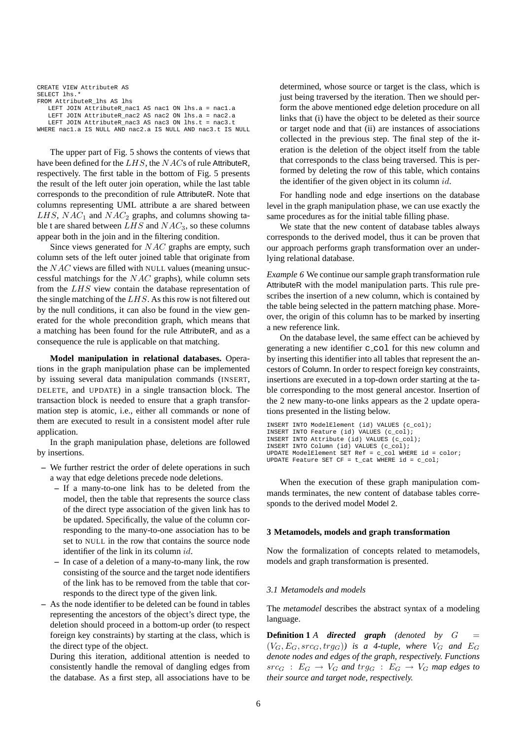```
CREATE VIEW AttributeR AS
SELECT lhs.*
FROM AttributeR_lhs AS lhs
   LEFT JOIN AttributeR_nac1 AS nac1 ON lhs.a = nac1.a
   LEFT JOIN AttributeR_nac2 AS nac2 ON lhs.a = nac2.a
   LEFT JOIN AttributeR_nac3 AS nac3 ON lhs.t = nac3.t
WHERE nac1.a IS NULL AND nac2.a IS NULL AND nac3.t IS NULL
```

The upper part of Fig. 5 shows the contents of views that have been defined for the $LHS$, the $NAC$s of rule AttributeR, respectively. The first table in the bottom of Fig. 5 presents the result of the left outer join operation, while the last table corresponds to the precondition of rule AttributeR. Note that columns representing UML attribute a are shared between $LHS$, $NAC_1$ and $NAC_2$ graphs, and columns showing table t are shared between $LHS$ and $NAC_3$, so these columns appear both in the join and in the filtering condition.

Since views generated for $NAC$ graphs are empty, such column sets of the left outer joined table that originate from the $NAC$ views are filled with NULL values (meaning unsuccessful matchings for the $NAC$ graphs), while column sets from the $LHS$ view contain the database representation of the single matching of the $LHS$. As this row is not filtered out by the null conditions, it can also be found in the view generated for the whole precondition graph, which means that a matching has been found for the rule AttributeR, and as a consequence the rule is applicable on that matching.

**Model manipulation in relational databases.** Operations in the graph manipulation phase can be implemented by issuing several data manipulation commands (INSERT, DELETE, and UPDATE) in a single transaction block. The transaction block is needed to ensure that a graph transformation step is atomic, i.e., either all commands or none of them are executed to result in a consistent model after rule application.

In the graph manipulation phase, deletions are followed by insertions.

- We further restrict the order of delete operations in such a way that edge deletions precede node deletions.
  - If a many-to-one link has to be deleted from the model, then the table that represents the source class of the direct type association of the given link has to be updated. Specifically, the value of the column corresponding to the many-to-one association has to be set to NULL in the row that contains the source node identifier of the link in its column $id$.
  - In case of a deletion of a many-to-many link, the row consisting of the source and the target node identifiers of the link has to be removed from the table that corresponds to the direct type of the given link.
- As the node identifier to be deleted can be found in tables representing the ancestors of the object's direct type, the deletion should proceed in a bottom-up order (to respect foreign key constraints) by starting at the class, which is the direct type of the object.

  During this iteration, additional attention is needed to consistently handle the removal of dangling edges from the database. As a first step, all associations have to be determined, whose source or target is the class, which is just being traversed by the iteration. Then we should perform the above mentioned edge deletion procedure on all links that (i) have the object to be deleted as their source or target node and that (ii) are instances of associations collected in the previous step. The final step of the iteration is the deletion of the object itself from the table that corresponds to the class being traversed. This is performed by deleting the row of this table, which contains the identifier of the given object in its column $id$.

For handling node and edge insertions on the database level in the graph manipulation phase, we can use exactly the same procedures as for the initial table filling phase.

We state that the new content of database tables always corresponds to the derived model, thus it can be proven that our approach performs graph transformation over an underlying relational database.

*Example 6* We continue our sample graph transformation rule AttributeR with the model manipulation parts. This rule prescribes the insertion of a new column, which is contained by the table being selected in the pattern matching phase. Moreover, the origin of this column has to be marked by inserting a new reference link.

On the database level, the same effect can be achieved by generating a new identifier `c_col` for this new column and by inserting this identifier into all tables that represent the ancestors of Column. In order to respect foreign key constraints, insertions are executed in a top-down order starting at the table corresponding to the most general ancestor. Insertion of the 2 new many-to-one links appears as the 2 update operations presented in the listing below.

```
INSERT INTO ModelElement (id) VALUES (c_col);
INSERT INTO Feature (id) VALUES (c_col);
INSERT INTO Attribute (id) VALUES (c_col);
INSERT INTO Column (id) VALUES (c_col);
UPDATE ModelElement SET Ref = c_col WHERE id = color;
UPDATE Feature SET CF = t_cat WHERE id = c_col;
```

When the execution of these graph manipulation commands terminates, the new content of database tables corresponds to the derived model Model 2.

## 3 Metamodels, models and graph transformation

Now the formalization of concepts related to metamodels, models and graph transformation is presented.

### 3.1 Metamodels and models

The *metamodel* describes the abstract syntax of a modeling language.

**Definition 1** *A **directed graph** (denoted by $G = (V_G, E_G, src_G, trg_G)$) is a 4-tuple, where $V_G$ and $E_G$ denote nodes and edges of the graph, respectively. Functions $src_G : E_G \to V_G$ and $trg_G : E_G \to V_G$ map edges to their source and target node, respectively.*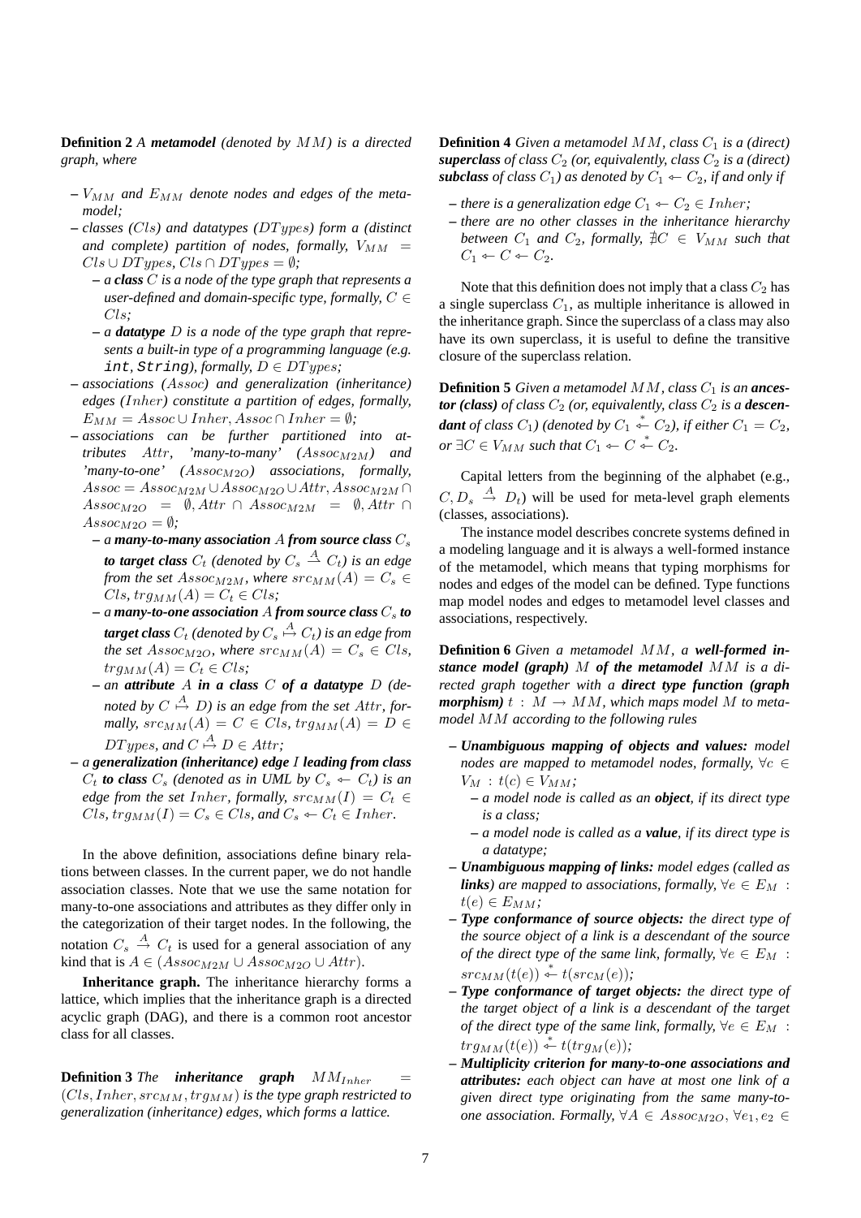**Definition 2** *A **metamodel** (denoted by $MM$) is a directed graph, where*

- *$V_{MM}$ and $E_{MM}$ denote nodes and edges of the metamodel;*
- *classes ($Cls$) and datatypes ($DTypes$) form a (distinct and complete) partition of nodes, formally, $V_{MM} = Cls \cup DTypes$, $Cls \cap DTypes = \emptyset$;*
  - *a **class** $C$ is a node of the type graph that represents a user-defined and domain-specific type, formally, $C \in Cls$;*
  - *a **datatype** $D$ is a node of the type graph that represents a built-in type of a programming language (e.g. `int`, `String`), formally, $D \in DTypes$;*
- *associations ($Assoc$) and generalization (inheritance) edges ($Inher$) constitute a partition of edges, formally, $E_{MM} = Assoc \cup Inher$, $Assoc \cap Inher = \emptyset$;*
- *associations can be further partitioned into attributes $Attr$, 'many-to-many' ($Assoc_{M2M}$) and 'many-to-one' ($Assoc_{M2O}$) associations, formally, $Assoc = Assoc_{M2M} \cup Assoc_{M2O} \cup Attr$, $Assoc_{M2M} \cap Assoc_{M2O} = \emptyset$, $Attr \cap Assoc_{M2M} = \emptyset$, $Attr \cap Assoc_{M2O} = \emptyset$;*
  - *a **many-to-many association** $A$ **from source class** $C_s$ **to target class** $C_t$ (denoted by $C_s \xrightarrow{A} C_t$) is an edge from the set $Assoc_{M2M}$, where $src_{MM}(A) = C_s \in Cls$, $trg_{MM}(A) = C_t \in Cls$;*
  - *a **many-to-one association** $A$ **from source class** $C_s$ **to target class** $C_t$ (denoted by $C_s \overset{A}{\mapsto} C_t$) is an edge from the set $Assoc_{M2O}$, where $src_{MM}(A) = C_s \in Cls$, $trg_{MM}(A) = C_t \in Cls$;*
  - *an **attribute** $A$ **in a class** $C$ **of a datatype** $D$ (denoted by $C \overset{A}{\mapsto} D$) is an edge from the set $Attr$, formally, $src_{MM}(A) = C \in Cls$, $trg_{MM}(A) = D \in DTypes$, and $C \overset{A}{\mapsto} D \in Attr$;*
- *a **generalization (inheritance) edge** $I$ **leading from class** $C_t$ **to class** $C_s$ (denoted as in UML by $C_s \leftarrow C_t$) is an edge from the set $Inher$, formally, $src_{MM}(I) = C_t \in Cls$, $trg_{MM}(I) = C_s \in Cls$, and $C_s \leftarrow C_t \in Inher$.*

In the above definition, associations define binary relations between classes. In the current paper, we do not handle association classes. Note that we use the same notation for many-to-one associations and attributes as they differ only in the categorization of their target nodes. In the following, the notation $C_s \xrightarrow{A} C_t$ is used for a general association of any kind that is $A \in (Assoc_{M2M} \cup Assoc_{M2O} \cup Attr)$.

**Inheritance graph.** The inheritance hierarchy forms a lattice, which implies that the inheritance graph is a directed acyclic graph (DAG), and there is a common root ancestor class for all classes.

**Definition 3** *The **inheritance graph** $MM_{Inher} = (Cls, Inher, src_{MM}, trg_{MM})$ is the type graph restricted to generalization (inheritance) edges, which forms a lattice.*

**Definition 4** *Given a metamodel $MM$, class $C_1$ is a (direct) **superclass** of class $C_2$ (or, equivalently, class $C_2$ is a (direct) **subclass** of class $C_1$) as denoted by $C_1 \leftarrow C_2$, if and only if*

- *there is a generalization edge $C_1 \leftarrow C_2 \in Inher$;*
- *there are no other classes in the inheritance hierarchy between $C_1$ and $C_2$, formally, $\nexists C \in V_{MM}$ such that $C_1 \leftarrow C \leftarrow C_2$.*

Note that this definition does not imply that a class $C_2$ has a single superclass $C_1$, as multiple inheritance is allowed in the inheritance graph. Since the superclass of a class may also have its own superclass, it is useful to define the transitive closure of the superclass relation.

**Definition 5** *Given a metamodel $MM$, class $C_1$ is an **ancestor (class)** of class $C_2$ (or, equivalently, class $C_2$ is a **descendant** of class $C_1$) (denoted by $C_1 \overset{*}{\leftarrow} C_2$), if either $C_1 = C_2$, or $\exists C \in V_{MM}$ such that $C_1 \leftarrow C \overset{*}{\leftarrow} C_2$.*

Capital letters from the beginning of the alphabet (e.g., $C, D_s \xrightarrow{A} D_t$) will be used for meta-level graph elements (classes, associations).

The instance model describes concrete systems defined in a modeling language and it is always a well-formed instance of the metamodel, which means that typing morphisms for nodes and edges of the model can be defined. Type functions map model nodes and edges to metamodel level classes and associations, respectively.

**Definition 6** *Given a metamodel $MM$, a **well-formed instance model (graph)** $M$ **of the metamodel** $MM$ is a directed graph together with a **direct type function (graph morphism)** $t : M \to MM$, which maps model $M$ to metamodel $MM$ according to the following rules*

- ***Unambiguous mapping of objects and values:** model nodes are mapped to metamodel nodes, formally, $\forall c \in V_M : t(c) \in V_{MM}$;*
  - *a model node is called as an **object**, if its direct type is a class;*
  - *a model node is called as a **value**, if its direct type is a datatype;*
- ***Unambiguous mapping of links:** model edges (called as **links**) are mapped to associations, formally, $\forall e \in E_M : t(e) \in E_{MM}$;*
- ***Type conformance of source objects:** the direct type of the source object of a link is a descendant of the source of the direct type of the same link, formally, $\forall e \in E_M : src_{MM}(t(e)) \overset{*}{\leftarrow} t(src_M(e))$;*
- ***Type conformance of target objects:** the direct type of the target object of a link is a descendant of the target of the direct type of the same link, formally, $\forall e \in E_M : trg_{MM}(t(e)) \overset{*}{\leftarrow} t(trg_M(e))$;*
- ***Multiplicity criterion for many-to-one associations and attributes:** each object can have at most one link of a given direct type originating from the same many-to-one association. Formally, $\forall A \in Assoc_{M2O}, \forall e_1, e_2 \in$*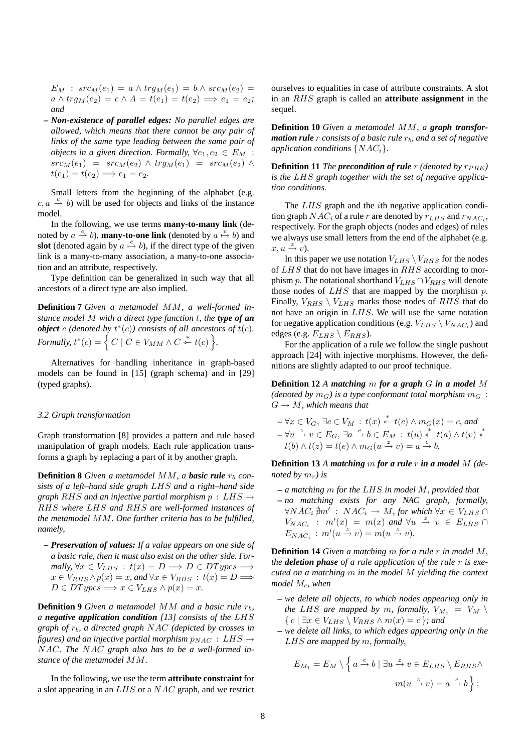$E_M$ : $src_M(e_1) = a \wedge trg_M(e_1) = b \wedge src_M(e_2) = a \wedge trg_M(e_2) = c \wedge A = t(e_1) = t(e_2) \Longrightarrow e_1 = e_2$; *and*

- ***Non-existence of parallel edges:*** *No parallel edges are allowed, which means that there cannot be any pair of links of the same type leading between the same pair of objects in a given direction. Formally,* $\forall e_1, e_2 \in E_M$ : $src_M(e_1) = src_M(e_2) \wedge trg_M(e_1) = src_M(e_2) \wedge t(e_1) = t(e_2) \Longrightarrow e_1 = e_2$.

Small letters from the beginning of the alphabet (e.g. $c, a \xrightarrow{e} b$) will be used for objects and links of the instance model.

In the following, we use terms **many-to-many link** (denoted by $a \xrightarrow{e} b$), **many-to-one link** (denoted by $a \overset{e}{\mapsto} b$) and **slot** (denoted again by $a \overset{e}{\mapsto} b$), if the direct type of the given link is a many-to-many association, a many-to-one association and an attribute, respectively.

Type definition can be generalized in such way that all ancestors of a direct type are also implied.

**Definition 7** *Given a metamodel $MM$, a well-formed instance model $M$ with a direct type function $t$, the **type of an object** $c$ (denoted by $t^*(c)$) consists of all ancestors of $t(c)$. Formally,* $t^*(c) = \left\{ C \mid C \in V_{MM} \wedge C \overset{*}{\leftarrow} t(c) \right\}$.

Alternatives for handling inheritance in graph-based models can be found in [15] (graph schema) and in [29] (typed graphs).

### 3.2 Graph transformation

Graph transformation [8] provides a pattern and rule based manipulation of graph models. Each rule application transforms a graph by replacing a part of it by another graph.

**Definition 8** *Given a metamodel $MM$, a **basic rule** $r_b$ consists of a left–hand side graph $LHS$ and a right–hand side graph $RHS$ and an injective partial morphism $p : LHS \to RHS$ where $LHS$ and $RHS$ are well-formed instances of the metamodel $MM$. One further criteria has to be fulfilled, namely,*

- ***Preservation of values:*** *If a value appears on one side of a basic rule, then it must also exist on the other side. Formally,* $\forall x \in V_{LHS} : t(x) = D \Longrightarrow D \in DTypes \Longrightarrow x \in V_{RHS} \wedge p(x) = x$, *and* $\forall x \in V_{RHS} : t(x) = D \Longrightarrow D \in DTypes \Longrightarrow x \in V_{LHS} \wedge p(x) = x$.

**Definition 9** *Given a metamodel $MM$ and a basic rule $r_b$, a **negative application condition** [13] consists of the $LHS$ graph of $r_b$, a directed graph $NAC$ (depicted by crosses in figures) and an injective partial morphism $p_{NAC} : LHS \to NAC$. The $NAC$ graph also has to be a well-formed instance of the metamodel $MM$.*

In the following, we use the term **attribute constraint** for a slot appearing in an $LHS$ or a $NAC$ graph, and we restrict ourselves to equalities in case of attribute constraints. A slot in an $RHS$ graph is called an **attribute assignment** in the sequel.

**Definition 10** *Given a metamodel $MM$, a **graph transformation rule** $r$ consists of a basic rule $r_b$, and a set of negative application conditions $\{NAC_i\}$.*

**Definition 11** *The **precondition of rule** $r$ (denoted by $r_{PRE}$) is the $LHS$ graph together with the set of negative application conditions.*

The $LHS$ graph and the $i$th negative application condition graph $NAC_i$ of a rule $r$ are denoted by $r_{LHS}$ and $r_{NAC_i}$, respectively. For the graph objects (nodes and edges) of rules we always use small letters from the end of the alphabet (e.g. $x, u \xrightarrow{z} v$).

In this paper we use notation $V_{LHS} \setminus V_{RHS}$ for the nodes of $LHS$ that do not have images in $RHS$ according to morphism $p$. The notational shorthand $V_{LHS} \cap V_{RHS}$ will denote those nodes of $LHS$ that are mapped by the morphism $p$. Finally, $V_{RHS} \setminus V_{LHS}$ marks those nodes of $RHS$ that do not have an origin in $LHS$. We will use the same notation for negative application conditions (e.g. $V_{LHS} \setminus V_{NAC_i}$) and edges (e.g. $E_{LHS} \setminus E_{RHS}$).

For the application of a rule we follow the single pushout approach [24] with injective morphisms. However, the definitions are slightly adapted to our proof technique.

**Definition 12** *A **matching** $m$ **for a graph** $G$ **in a model** $M$ (denoted by $m_G$) is a type conformant total morphism $m_G : G \to M$, which means that*

- $\forall x \in V_G, \exists c \in V_M : t(x) \overset{*}{\leftarrow} t(c) \wedge m_G(x) = c$, *and*
- $\forall u \xrightarrow{z} v \in E_G, \exists a \xrightarrow{e} b \in E_M : t(u) \overset{*}{\leftarrow} t(a) \wedge t(v) \overset{*}{\leftarrow} t(b) \wedge t(z) = t(e) \wedge m_G(u \xrightarrow{z} v) = a \xrightarrow{e} b$.

**Definition 13** *A **matching** $m$ **for a rule** $r$ **in a model** $M$ (denoted by $m_r$) is*

- *a matching $m$ for the $LHS$ in model $M$, provided that*
- *no matching exists for any NAC graph, formally,* $\forall NAC_i \nexists m' : NAC_i \to M$, *for which* $\forall x \in V_{LHS} \cap V_{NAC_i} : m'(x) = m(x)$ *and* $\forall u \xrightarrow{z} v \in E_{LHS} \cap E_{NAC_i} : m'(u \xrightarrow{z} v) = m(u \xrightarrow{z} v)$.

**Definition 14** *Given a matching $m$ for a rule $r$ in model $M$, the **deletion phase** of a rule application of the rule $r$ is executed on a matching $m$ in the model $M$ yielding the context model $M_c$, when*

- *we delete all objects, to which nodes appearing only in the $LHS$ are mapped by $m$, formally,* $V_{M_c} = V_M \setminus \{ c \mid \exists x \in V_{LHS} \setminus V_{RHS} \wedge m(x) = c \}$; *and*
- *we delete all links, to which edges appearing only in the $LHS$ are mapped by $m$, formally,*

$$E_{M_1} = E_M \setminus \left\{ a \xrightarrow{e} b \mid \exists u \xrightarrow{z} v \in E_{LHS} \setminus E_{RHS} \wedge m(u \xrightarrow{z} v) = a \xrightarrow{e} b \right\};$$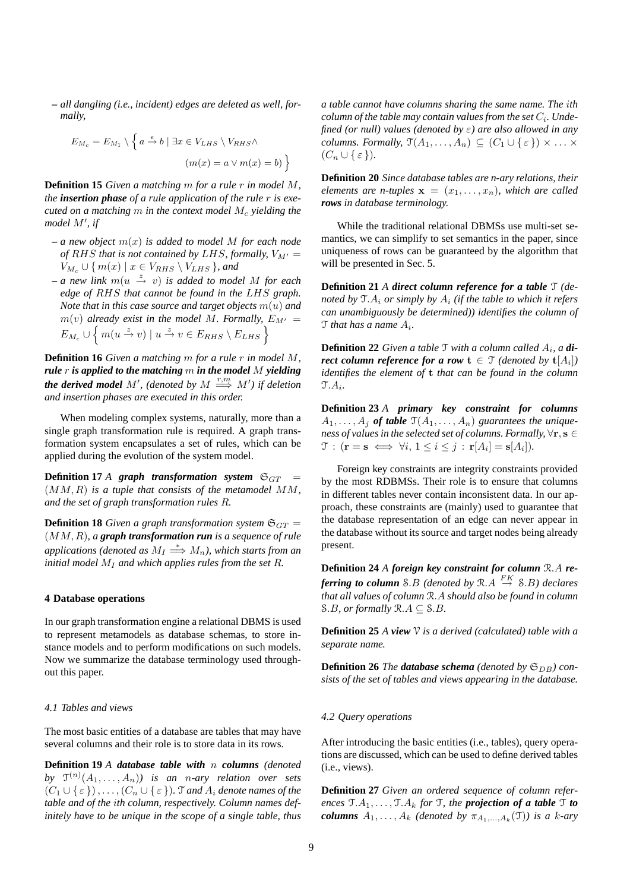– *all dangling (i.e., incident) edges are deleted as well, formally,*

$$E_{M_c} = E_{M_1} \setminus \left\{ a \xrightarrow{e} b \mid \exists x \in V_{LHS} \setminus V_{RHS} \wedge (m(x) = a \vee m(x) = b) \right\}$$

**Definition 15** *Given a matching $m$ for a rule $r$ in model $M$, the* ***insertion phase*** *of a rule application of the rule $r$ is executed on a matching $m$ in the context model $M_c$ yielding the model $M'$, if*

– *a new object $m(x)$ is added to model $M$ for each node of $RHS$ that is not contained by $LHS$, formally, $V_{M'} = V_{M_c} \cup \{ m(x) \mid x \in V_{RHS} \setminus V_{LHS} \}$, and*
– *a new link $m(u \xrightarrow{z} v)$ is added to model $M$ for each edge of $RHS$ that cannot be found in the $LHS$ graph. Note that in this case source and target objects $m(u)$ and $m(v)$ already exist in the model $M$. Formally, $E_{M'} = E_{M_c} \cup \left\{ m(u \xrightarrow{z} v) \mid u \xrightarrow{z} v \in E_{RHS} \setminus E_{LHS} \right\}$*

**Definition 16** *Given a matching $m$ for a rule $r$ in model $M$,* ***rule $r$ is applied to the matching $m$ in the model $M$ yielding the derived model $M'$****, (denoted by $M \overset{r,m}{\Longrightarrow} M'$) if deletion and insertion phases are executed in this order.*

When modeling complex systems, naturally, more than a single graph transformation rule is required. A graph transformation system encapsulates a set of rules, which can be applied during the evolution of the system model.

**Definition 17** *A* ***graph transformation system*** *$\mathfrak{S}_{GT} = (MM, R)$ is a tuple that consists of the metamodel $MM$, and the set of graph transformation rules $R$.*

**Definition 18** *Given a graph transformation system $\mathfrak{S}_{GT} = (MM, R)$, a* ***graph transformation run*** *is a sequence of rule applications (denoted as $M_I \overset{*}{\Longrightarrow} M_n$), which starts from an initial model $M_I$ and which applies rules from the set $R$.*

## 4 Database operations

In our graph transformation engine a relational DBMS is used to represent metamodels as database schemas, to store instance models and to perform modifications on such models. Now we summarize the database terminology used throughout this paper.

### 4.1 Tables and views

The most basic entities of a database are tables that may have several columns and their role is to store data in its rows.

**Definition 19** *A* ***database table with $n$ columns*** *(denoted by $\mathcal{T}^{(n)}(A_1, \ldots, A_n)$) is an $n$-ary relation over sets $(C_1 \cup \{ \varepsilon \}), \ldots, (C_n \cup \{ \varepsilon \})$. $\mathcal{T}$ and $A_i$ denote names of the table and of the $i$th column, respectively. Column names definitely have to be unique in the scope of a single table, thus a table cannot have columns sharing the same name. The $i$th column of the table may contain values from the set $C_i$. Undefined (or null) values (denoted by $\varepsilon$) are also allowed in any columns. Formally, $\mathcal{T}(A_1, \ldots, A_n) \subseteq (C_1 \cup \{ \varepsilon \}) \times \ldots \times (C_n \cup \{ \varepsilon \})$.*

**Definition 20** *Since database tables are n-ary relations, their elements are n-tuples $\mathbf{x} = (x_1, \ldots, x_n)$, which are called* ***rows*** *in database terminology.*

While the traditional relational DBMSs use multi-set semantics, we can simplify to set semantics in the paper, since uniqueness of rows can be guaranteed by the algorithm that will be presented in Sec. 5.

**Definition 21** *A* ***direct column reference for a table*** *$\mathcal{T}$ (denoted by $\mathcal{T}.A_i$ or simply by $A_i$ (if the table to which it refers can unambiguously be determined)) identifies the column of $\mathcal{T}$ that has a name $A_i$.*

**Definition 22** *Given a table $\mathcal{T}$ with a column called $A_i$, a* ***direct column reference for a row*** *$\mathbf{t} \in \mathcal{T}$ (denoted by $\mathbf{t}[A_i]$) identifies the element of $\mathbf{t}$ that can be found in the column $\mathcal{T}.A_i$.*

**Definition 23** *A* ***primary key constraint for columns*** *$A_1, \ldots, A_j$* ***of table*** *$\mathcal{T}(A_1, \ldots, A_n)$ guarantees the uniqueness of values in the selected set of columns. Formally, $\forall \mathbf{r}, \mathbf{s} \in \mathcal{T} : (\mathbf{r} = \mathbf{s} \iff \forall i, 1 \leq i \leq j : \mathbf{r}[A_i] = \mathbf{s}[A_i])$.*

Foreign key constraints are integrity constraints provided by the most RDBMSs. Their role is to ensure that columns in different tables never contain inconsistent data. In our approach, these constraints are (mainly) used to guarantee that the database representation of an edge can never appear in the database without its source and target nodes being already present.

**Definition 24** *A* ***foreign key constraint for column*** *$\mathcal{R}.A$* ***referring to column*** *$\mathcal{S}.B$ (denoted by $\mathcal{R}.A \overset{FK}{\rightarrow} \mathcal{S}.B$) declares that all values of column $\mathcal{R}.A$ should also be found in column $\mathcal{S}.B$, or formally $\mathcal{R}.A \subseteq \mathcal{S}.B$.*

**Definition 25** *A* ***view*** *$\mathcal{V}$ is a derived (calculated) table with a separate name.*

**Definition 26** *The* ***database schema*** *(denoted by $\mathfrak{S}_{DB}$) consists of the set of tables and views appearing in the database.*

### 4.2 Query operations

After introducing the basic entities (i.e., tables), query operations are discussed, which can be used to define derived tables (i.e., views).

**Definition 27** *Given an ordered sequence of column references $\mathcal{T}.A_1, \ldots, \mathcal{T}.A_k$ for $\mathcal{T}$, the* ***projection of a table*** *$\mathcal{T}$* ***to columns*** *$A_1, \ldots, A_k$ (denoted by $\pi_{A_1,\ldots,A_k}(\mathcal{T})$) is a $k$-ary*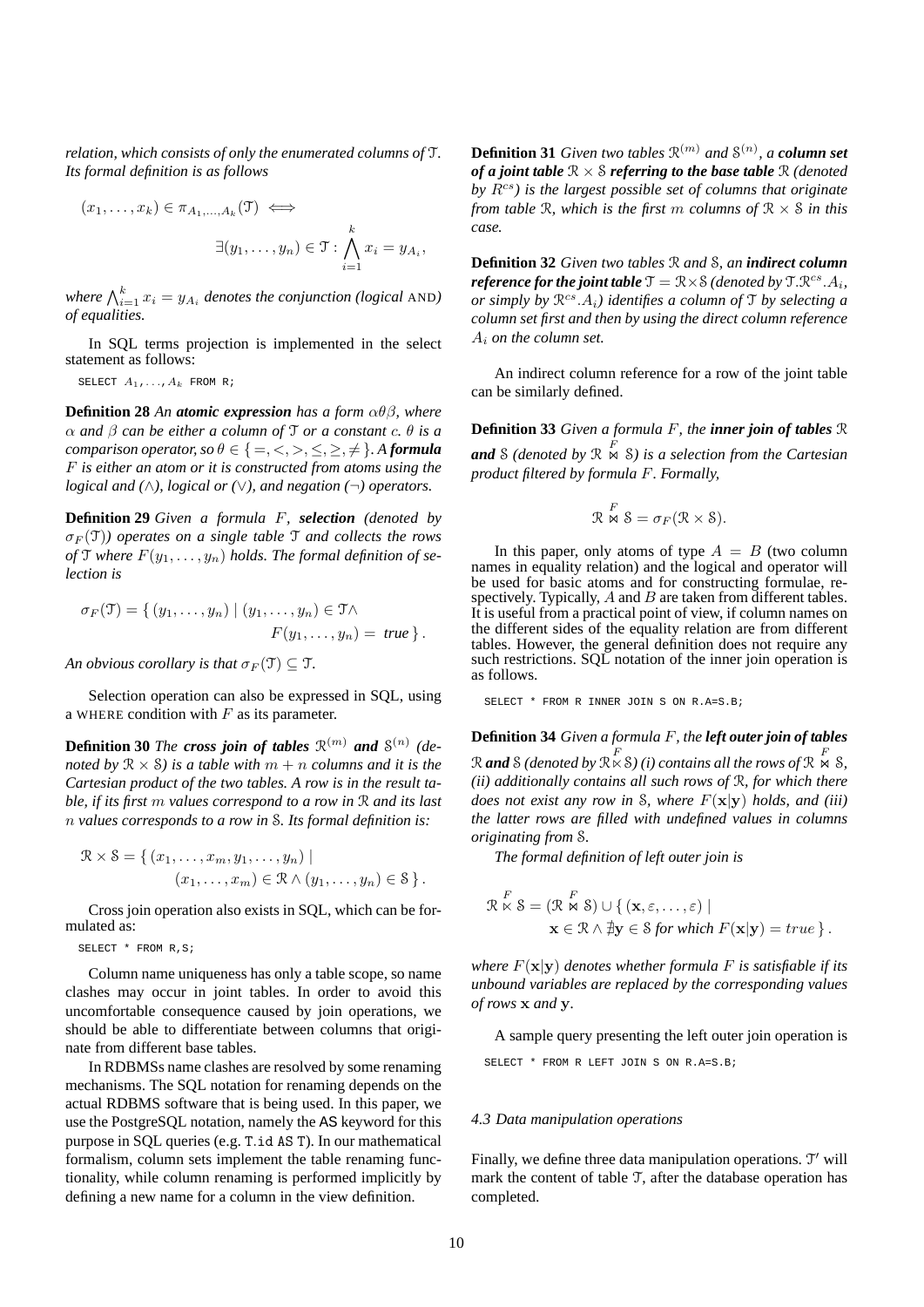*relation, which consists of only the enumerated columns of $\mathcal{T}$. Its formal definition is as follows*

$$(x_1, \ldots, x_k) \in \pi_{A_1,\ldots,A_k}(\mathcal{T}) \iff \exists (y_1, \ldots, y_n) \in \mathcal{T} : \bigwedge_{i=1}^{k} x_i = y_{A_i},$$

*where $\bigwedge_{i=1}^{k} x_i = y_{A_i}$ denotes the conjunction (logical* AND*) of equalities.*

In SQL terms projection is implemented in the select statement as follows:

```
SELECT A_1,...,A_k FROM R;
```

**Definition 28** *An **atomic expression** has a form $\alpha\theta\beta$, where $\alpha$ and $\beta$ can be either a column of $\mathcal{T}$ or a constant $c$. $\theta$ is a comparison operator, so $\theta \in \{=, <, >, \leq, \geq, \neq\}$. A **formula** $F$ is either an atom or it is constructed from atoms using the logical and ($\wedge$), logical or ($\vee$), and negation ($\neg$) operators.*

**Definition 29** *Given a formula $F$, **selection** (denoted by $\sigma_F(\mathcal{T})$) operates on a single table $\mathcal{T}$ and collects the rows of $\mathcal{T}$ where $F(y_1, \ldots, y_n)$ holds. The formal definition of selection is*

$$\sigma_F(\mathcal{T}) = \{ (y_1, \ldots, y_n) \mid (y_1, \ldots, y_n) \in \mathcal{T} \wedge F(y_1, \ldots, y_n) = \textit{true} \}.$$

*An obvious corollary is that $\sigma_F(\mathcal{T}) \subseteq \mathcal{T}$.*

Selection operation can also be expressed in SQL, using a WHERE condition with $F$ as its parameter.

**Definition 30** *The **cross join of tables** $\mathcal{R}^{(m)}$ **and** $\mathcal{S}^{(n)}$ (denoted by $\mathcal{R} \times \mathcal{S}$) is a table with $m + n$ columns and it is the Cartesian product of the two tables. A row is in the result table, if its first $m$ values correspond to a row in $\mathcal{R}$ and its last $n$ values corresponds to a row in $\mathcal{S}$. Its formal definition is:*

$$\mathcal{R} \times \mathcal{S} = \{ (x_1, \ldots, x_m, y_1, \ldots, y_n) \mid (x_1, \ldots, x_m) \in \mathcal{R} \wedge (y_1, \ldots, y_n) \in \mathcal{S} \}.$$

Cross join operation also exists in SQL, which can be formulated as:

```
SELECT * FROM R,S;
```

Column name uniqueness has only a table scope, so name clashes may occur in joint tables. In order to avoid this uncomfortable consequence caused by join operations, we should be able to differentiate between columns that originate from different base tables.

In RDBMSs name clashes are resolved by some renaming mechanisms. The SQL notation for renaming depends on the actual RDBMS software that is being used. In this paper, we use the PostgreSQL notation, namely the AS keyword for this purpose in SQL queries (e.g. `T.id AS T`). In our mathematical formalism, column sets implement the table renaming functionality, while column renaming is performed implicitly by defining a new name for a column in the view definition.

**Definition 31** *Given two tables $\mathcal{R}^{(m)}$ and $\mathcal{S}^{(n)}$, a **column set of a joint table** $\mathcal{R} \times \mathcal{S}$ **referring to the base table** $\mathcal{R}$ (denoted by $R^{cs}$) is the largest possible set of columns that originate from table $\mathcal{R}$, which is the first $m$ columns of $\mathcal{R} \times \mathcal{S}$ in this case.*

**Definition 32** *Given two tables $\mathcal{R}$ and $\mathcal{S}$, an **indirect column reference for the joint table** $\mathcal{T} = \mathcal{R} \times \mathcal{S}$ (denoted by $\mathcal{T}.\mathcal{R}^{cs}.A_i$, or simply by $\mathcal{R}^{cs}.A_i$) identifies a column of $\mathcal{T}$ by selecting a column set first and then by using the direct column reference $A_i$ on the column set.*

An indirect column reference for a row of the joint table can be similarly defined.

**Definition 33** *Given a formula $F$, the **inner join of tables** $\mathcal{R}$ **and** $\mathcal{S}$ (denoted by $\mathcal{R} \overset{F}{\bowtie} \mathcal{S}$) is a selection from the Cartesian product filtered by formula $F$. Formally,*

$$\mathcal{R} \overset{F}{\bowtie} \mathcal{S} = \sigma_F(\mathcal{R} \times \mathcal{S}).$$

In this paper, only atoms of type $A = B$ (two column names in equality relation) and the logical and operator will be used for basic atoms and for constructing formulae, respectively. Typically, $A$ and $B$ are taken from different tables. It is useful from a practical point of view, if column names on the different sides of the equality relation are from different tables. However, the general definition does not require any such restrictions. SQL notation of the inner join operation is as follows.

```
SELECT * FROM R INNER JOIN S ON R.A=S.B;
```

**Definition 34** *Given a formula $F$, the **left outer join of tables** $\mathcal{R}$ **and** $\mathcal{S}$ (denoted by $\mathcal{R} \overset{F}{\ltimes} \mathcal{S}$) (i) contains all the rows of $\mathcal{R} \overset{F}{\bowtie} \mathcal{S}$, (ii) additionally contains all such rows of $\mathcal{R}$, for which there does not exist any row in $\mathcal{S}$, where $F(\mathbf{x}|\mathbf{y})$ holds, and (iii) the latter rows are filled with undefined values in columns originating from $\mathcal{S}$.*

*The formal definition of left outer join is*

$$\mathcal{R} \overset{F}{\ltimes} \mathcal{S} = (\mathcal{R} \overset{F}{\bowtie} \mathcal{S}) \cup \{ (\mathbf{x}, \varepsilon, \ldots, \varepsilon) \mid \mathbf{x} \in \mathcal{R} \wedge \nexists \mathbf{y} \in \mathcal{S} \text{ for which } F(\mathbf{x}|\mathbf{y}) = true \}.$$

*where $F(\mathbf{x}|\mathbf{y})$ denotes whether formula $F$ is satisfiable if its unbound variables are replaced by the corresponding values of rows $\mathbf{x}$ and $\mathbf{y}$.*

A sample query presenting the left outer join operation is

```
SELECT * FROM R LEFT JOIN S ON R.A=S.B;
```

### 4.3 Data manipulation operations

Finally, we define three data manipulation operations. $\mathcal{T}'$ will mark the content of table $\mathcal{T}$, after the database operation has completed.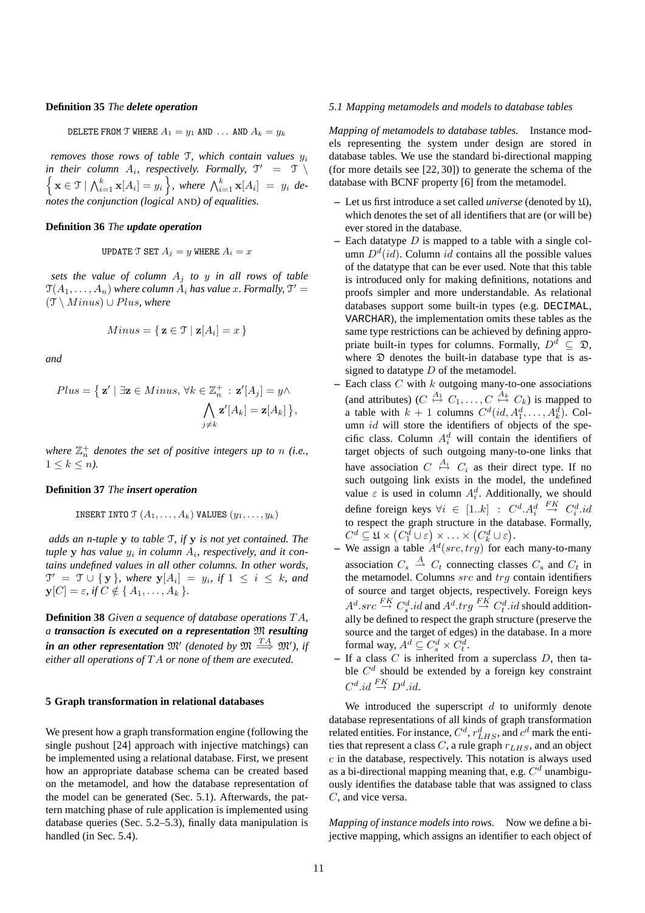**Definition 35** *The* ***delete operation***

$$\texttt{DELETE FROM } \mathcal{T} \texttt{ WHERE } A_1 = y_1 \texttt{ AND } \ldots \texttt{ AND } A_k = y_k$$

*removes those rows of table $\mathcal{T}$, which contain values $y_i$ in their column $A_i$, respectively. Formally, $\mathcal{T}' = \mathcal{T} \setminus \left\{ \mathbf{x} \in \mathcal{T} \mid \bigwedge_{i=1}^{k} \mathbf{x}[A_i] = y_i \right\}$, where $\bigwedge_{i=1}^{k} \mathbf{x}[A_i] = y_i$ denotes the conjunction (logical* AND*) of equalities.*

**Definition 36** *The* ***update operation***

$$\texttt{UPDATE } \mathcal{T} \texttt{ SET } A_j = y \texttt{ WHERE } A_i = x$$

*sets the value of column $A_j$ to $y$ in all rows of table $\mathcal{T}(A_1, \ldots, A_n)$ where column $A_i$ has value $x$. Formally, $\mathcal{T}' = (\mathcal{T} \setminus Minus) \cup Plus$, where*

$$Minus = \{ \mathbf{z} \in \mathcal{T} \mid \mathbf{z}[A_i] = x \}$$

*and*

$$Plus = \big\{ \mathbf{z}' \mid \exists \mathbf{z} \in Minus, \forall k \in \mathbb{Z}_n^+ : \mathbf{z}'[A_j] = y \wedge \bigwedge_{j \neq k} \mathbf{z}'[A_k] = \mathbf{z}[A_k] \big\},$$

*where $\mathbb{Z}_n^+$ denotes the set of positive integers up to $n$ (i.e., $1 \leq k \leq n$).*

**Definition 37** *The* ***insert operation***

$$\texttt{INSERT INTO } \mathcal{T} \ (A_1, \ldots, A_k) \texttt{ VALUES } (y_1, \ldots, y_k)$$

*adds an n-tuple $\mathbf{y}$ to table $\mathcal{T}$, if $\mathbf{y}$ is not yet contained. The tuple $\mathbf{y}$ has value $y_i$ in column $A_i$, respectively, and it contains undefined values in all other columns. In other words, $\mathcal{T}' = \mathcal{T} \cup \{ \mathbf{y} \}$, where $\mathbf{y}[A_i] = y_i$, if $1 \leq i \leq k$, and $\mathbf{y}[C] = \varepsilon$, if $C \notin \{ A_1, \ldots, A_k \}$.*

**Definition 38** *Given a sequence of database operations $TA$, a* ***transaction is executed on a representation*** $\mathfrak{M}$ ***resulting in an other representation*** $\mathfrak{M}'$ *(denoted by $\mathfrak{M} \overset{TA}{\Longrightarrow} \mathfrak{M}'$), if either all operations of $TA$ or none of them are executed.*

## 5 Graph transformation in relational databases

We present how a graph transformation engine (following the single pushout [24] approach with injective matchings) can be implemented using a relational database. First, we present how an appropriate database schema can be created based on the metamodel, and how the database representation of the model can be generated (Sec. 5.1). Afterwards, the pattern matching phase of rule application is implemented using database queries (Sec. 5.2–5.3), finally data manipulation is handled (in Sec. 5.4).

### *5.1 Mapping metamodels and models to database tables*

*Mapping of metamodels to database tables.* Instance models representing the system under design are stored in database tables. We use the standard bi-directional mapping (for more details see [22, 30]) to generate the schema of the database with BCNF property [6] from the metamodel.

- Let us first introduce a set called *universe* (denoted by $\mathfrak{U}$), which denotes the set of all identifiers that are (or will be) ever stored in the database.
- Each datatype $D$ is mapped to a table with a single column $D^d(id)$. Column $id$ contains all the possible values of the datatype that can be ever used. Note that this table is introduced only for making definitions, notations and proofs simpler and more understandable. As relational databases support some built-in types (e.g. DECIMAL, VARCHAR), the implementation omits these tables as the same type restrictions can be achieved by defining appropriate built-in types for columns. Formally, $D^d \subseteq \mathfrak{D}$, where $\mathfrak{D}$ denotes the built-in database type that is assigned to datatype $D$ of the metamodel.
- Each class $C$ with $k$ outgoing many-to-one associations (and attributes) ($C \overset{A_1}{\mapsto} C_1, \ldots, C \overset{A_k}{\mapsto} C_k$) is mapped to a table with $k+1$ columns $C^d(id, A_1^d, \ldots, A_k^d)$. Column $id$ will store the identifiers of objects of the specific class. Column $A_i^d$ will contain the identifiers of target objects of such outgoing many-to-one links that have association $C \overset{A_i}{\mapsto} C_i$ as their direct type. If no such outgoing link exists in the model, the undefined value $\varepsilon$ is used in column $A_i^d$. Additionally, we should define foreign keys $\forall i \in [1..k] : C^d.A_i^d \overset{FK}{\to} C_i^d.id$ to respect the graph structure in the database. Formally, $C^d \subseteq \mathfrak{U} \times \left(C_1^d \cup \varepsilon\right) \times \ldots \times \left(C_k^d \cup \varepsilon\right)$.
- We assign a table $A^d(src, trg)$ for each many-to-many association $C_s \overset{A}{\to} C_t$ connecting classes $C_s$ and $C_t$ in the metamodel. Columns $src$ and $trg$ contain identifiers of source and target objects, respectively. Foreign keys $A^d.src \overset{FK}{\to} C_s^d.id$ and $A^d.trg \overset{FK}{\to} C_t^d.id$ should additionally be defined to respect the graph structure (preserve the source and the target of edges) in the database. In a more formal way, $A^d \subseteq C_s^d \times C_t^d$.
- If a class $C$ is inherited from a superclass $D$, then table $C^d$ should be extended by a foreign key constraint $C^d.id \overset{FK}{\to} D^d.id$.

We introduced the superscript $d$ to uniformly denote database representations of all kinds of graph transformation related entities. For instance, $C^d$, $r_{LHS}^d$, and $c^d$ mark the entities that represent a class $C$, a rule graph $r_{LHS}$, and an object $c$ in the database, respectively. This notation is always used as a bi-directional mapping meaning that, e.g. $C^d$ unambiguously identifies the database table that was assigned to class $C$, and vice versa.

*Mapping of instance models into rows.* Now we define a bijective mapping, which assigns an identifier to each object of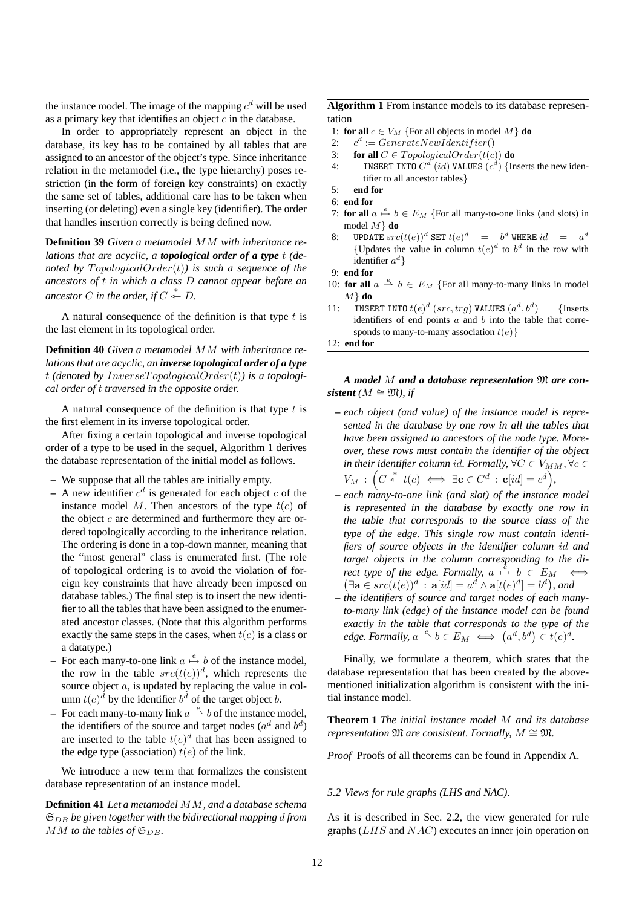the instance model. The image of the mapping $c^d$ will be used as a primary key that identifies an object $c$ in the database.

In order to appropriately represent an object in the database, its key has to be contained by all tables that are assigned to an ancestor of the object's type. Since inheritance relation in the metamodel (i.e., the type hierarchy) poses restriction (in the form of foreign key constraints) on exactly the same set of tables, additional care has to be taken when inserting (or deleting) even a single key (identifier). The order that handles insertion correctly is being defined now.

**Definition 39** *Given a metamodel $MM$ with inheritance relations that are acyclic, a* ***topological order of a type*** *$t$ (denoted by $TopologicalOrder(t)$) is such a sequence of the ancestors of $t$ in which a class $D$ cannot appear before an ancestor $C$ in the order, if $C \overset{*}{\leftarrow} D$.*

A natural consequence of the definition is that type $t$ is the last element in its topological order.

**Definition 40** *Given a metamodel $MM$ with inheritance relations that are acyclic, an* ***inverse topological order of a type*** *$t$ (denoted by $InverseTopologicalOrder(t)$) is a topological order of $t$ traversed in the opposite order.*

A natural consequence of the definition is that type $t$ is the first element in its inverse topological order.

After fixing a certain topological and inverse topological order of a type to be used in the sequel, Algorithm 1 derives the database representation of the initial model as follows.

– We suppose that all the tables are initially empty.

– A new identifier $c^d$ is generated for each object $c$ of the instance model $M$. Then ancestors of the type $t(c)$ of the object $c$ are determined and furthermore they are ordered topologically according to the inheritance relation. The ordering is done in a top-down manner, meaning that the "most general" class is enumerated first. (The role of topological ordering is to avoid the violation of foreign key constraints that have already been imposed on database tables.) The final step is to insert the new identifier to all the tables that have been assigned to the enumerated ancestor classes. (Note that this algorithm performs exactly the same steps in the cases, when $t(c)$ is a class or a datatype.)

– For each many-to-one link $a \overset{e}{\mapsto} b$ of the instance model, the row in the table $src(t(e))^d$, which represents the source object $a$, is updated by replacing the value in column $t(e)^d$ by the identifier $b^d$ of the target object $b$.

– For each many-to-many link $a \overset{e}{\rightharpoonup} b$ of the instance model, the identifiers of the source and target nodes ($a^d$ and $b^d$) are inserted to the table $t(e)^d$ that has been assigned to the edge type (association) $t(e)$ of the link.

We introduce a new term that formalizes the consistent database representation of an instance model.

**Definition 41** *Let a metamodel $MM$, and a database schema $\mathfrak{S}_{DB}$ be given together with the bidirectional mapping $d$ from $MM$ to the tables of $\mathfrak{S}_{DB}$.*

**Algorithm 1** From instance models to its database representation

```
1:  for all c ∈ V_M {For all objects in model M} do
2:    c^d := GenerateNewIdentifier()
3:    for all C ∈ TopologicalOrder(t(c)) do
4:      INSERT INTO C^d (id) VALUES (c^d) {Inserts the new identifier to all ancestor tables}
5:    end for
6:  end for
7:  for all a ↦e b ∈ E_M {For all many-to-one links (and slots) in model M} do
8:    UPDATE src(t(e))^d SET t(e)^d = b^d WHERE id = a^d
      {Updates the value in column t(e)^d to b^d in the row with identifier a^d}
9:  end for
10: for all a ⇀e b ∈ E_M {For all many-to-many links in model M} do
11:   INSERT INTO t(e)^d (src, trg) VALUES (a^d, b^d)   {Inserts identifiers of end points a and b into the table that corresponds to many-to-many association t(e)}
12: end for
```

***A model*** *$M$* ***and a database representation*** *$\mathfrak{M}$* ***are consistent*** *($M \cong \mathfrak{M}$), if*

– *each object (and value) of the instance model is represented in the database by one row in all the tables that have been assigned to ancestors of the node type. Moreover, these rows must contain the identifier of the object in their identifier column $id$. Formally, $\forall C \in V_{MM}, \forall c \in V_M : \left(C \overset{*}{\leftarrow} t(c) \iff \exists \mathbf{c} \in C^d : \mathbf{c}[id] = c^d\right)$,*

– *each many-to-one link (and slot) of the instance model is represented in the database by exactly one row in the table that corresponds to the source class of the type of the edge. This single row must contain identifiers of source objects in the identifier column $id$ and target objects in the column corresponding to the direct type of the edge. Formally, $a \overset{e}{\mapsto} b \in E_M \iff \left(\exists \mathbf{a} \in src(t(e))^d : \mathbf{a}[id] = a^d \wedge \mathbf{a}[t(e)^d] = b^d\right)$, and*

– *the identifiers of source and target nodes of each many-to-many link (edge) of the instance model can be found exactly in the table that corresponds to the type of the edge. Formally, $a \overset{e}{\rightharpoonup} b \in E_M \iff \left(a^d, b^d\right) \in t(e)^d$.*

Finally, we formulate a theorem, which states that the database representation that has been created by the above-mentioned initialization algorithm is consistent with the initial instance model.

**Theorem 1** *The initial instance model $M$ and its database representation $\mathfrak{M}$ are consistent. Formally, $M \cong \mathfrak{M}$.*

*Proof* Proofs of all theorems can be found in Appendix A.

### *5.2 Views for rule graphs (LHS and NAC).*

As it is described in Sec. 2.2, the view generated for rule graphs ($LHS$ and $NAC$) executes an inner join operation on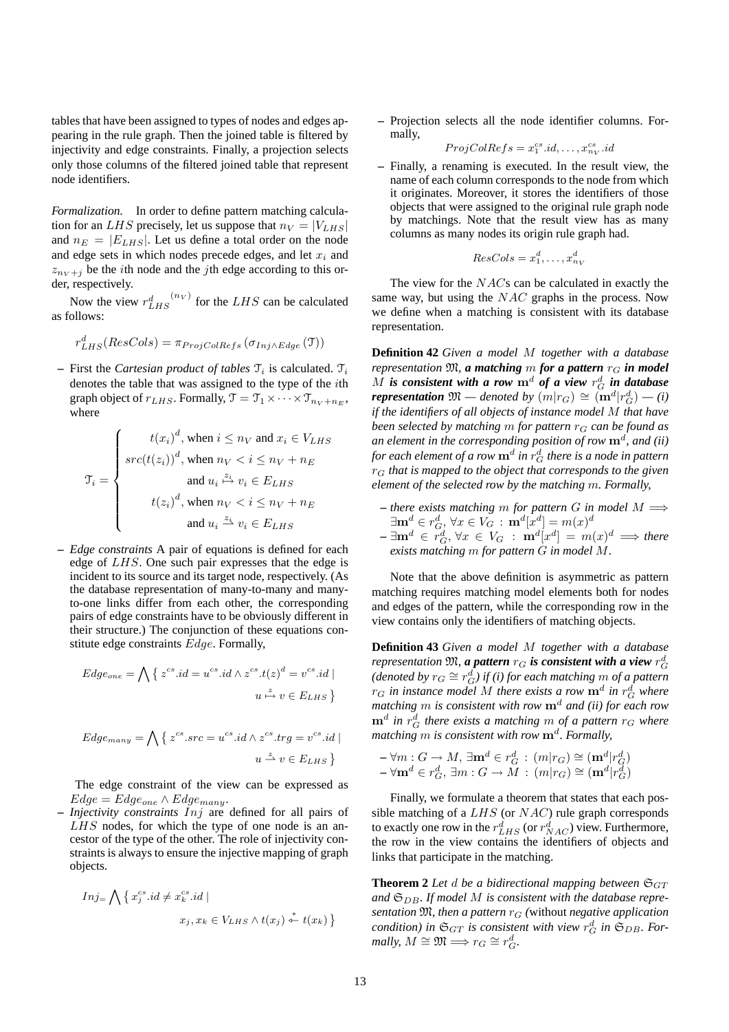tables that have been assigned to types of nodes and edges appearing in the rule graph. Then the joined table is filtered by injectivity and edge constraints. Finally, a projection selects only those columns of the filtered joined table that represent node identifiers.

*Formalization.* In order to define pattern matching calculation for an $LHS$ precisely, let us suppose that $n_V = |V_{LHS}|$ and $n_E = |E_{LHS}|$. Let us define a total order on the node and edge sets in which nodes precede edges, and let $x_i$ and $z_{n_V+j}$ be the $i$th node and the $j$th edge according to this order, respectively.

Now the view ${r^d_{LHS}}^{(n_V)}$ for the $LHS$ can be calculated as follows:

$$r^d_{LHS}(ResCols) = \pi_{ProjColRefs}(\sigma_{Inj \wedge Edge}(\mathfrak{T}))$$

- First the *Cartesian product of tables* $\mathfrak{T}_i$ is calculated. $\mathfrak{T}_i$ denotes the table that was assigned to the type of the $i$th graph object of $r_{LHS}$. Formally, $\mathfrak{T} = \mathfrak{T}_1 \times \cdots \times \mathfrak{T}_{n_V+n_E}$, where

$$\mathfrak{T}_i = \begin{cases} t(x_i)^d, \text{ when } i \leq n_V \text{ and } x_i \in V_{LHS} \\ src(t(z_i))^d, \text{ when } n_V < i \leq n_V + n_E \\ \quad\quad \text{and } u_i \overset{z_i}{\mapsto} v_i \in E_{LHS} \\ t(z_i)^d, \text{ when } n_V < i \leq n_V + n_E \\ \quad\quad \text{and } u_i \overset{z_i}{\rightharpoonup} v_i \in E_{LHS} \end{cases}$$

- *Edge constraints* A pair of equations is defined for each edge of $LHS$. One such pair expresses that the edge is incident to its source and its target node, respectively. (As the database representation of many-to-many and many-to-one links differ from each other, the corresponding pairs of edge constraints have to be obviously different in their structure.) The conjunction of these equations constitute edge constraints $Edge$. Formally,

$$Edge_{one} = \bigwedge \{\, z^{cs}.id = u^{cs}.id \wedge z^{cs}.t(z)^d = v^{cs}.id \mid u \overset{z}{\mapsto} v \in E_{LHS} \,\}$$

$$Edge_{many} = \bigwedge \{\, z^{cs}.src = u^{cs}.id \wedge z^{cs}.trg = v^{cs}.id \mid u \overset{z}{\rightharpoonup} v \in E_{LHS} \,\}$$

The edge constraint of the view can be expressed as $Edge = Edge_{one} \wedge Edge_{many}$.

- *Injectivity constraints* $Inj$ are defined for all pairs of $LHS$ nodes, for which the type of one node is an ancestor of the type of the other. The role of injectivity constraints is always to ensure the injective mapping of graph objects.

$$Inj_{=} \bigwedge \{\, x^{cs}_j.id \neq x^{cs}_k.id \mid x_j, x_k \in V_{LHS} \wedge t(x_j) \overset{*}{\leftharpoondown} t(x_k) \,\}$$

- Projection selects all the node identifier columns. Formally,

$$ProjColRefs = x^{cs}_1.id, \ldots, x^{cs}_{n_V}.id$$

- Finally, a renaming is executed. In the result view, the name of each column corresponds to the node from which it originates. Moreover, it stores the identifiers of those objects that were assigned to the original rule graph node by matchings. Note that the result view has as many columns as many nodes its origin rule graph had.

$$ResCols = x^d_1, \ldots, x^d_{n_V}$$

The view for the $NAC$s can be calculated in exactly the same way, but using the $NAC$ graphs in the process. Now we define when a matching is consistent with its database representation.

**Definition 42** *Given a model $M$ together with a database representation $\mathfrak{M}$,* ***a matching** $m$ **for a pattern** $r_G$ **in model** $M$ **is consistent with a row** $\mathbf{m}^d$ **of a view** $r^d_G$ **in database representation*** $\mathfrak{M}$ *— denoted by $(m|r_G) \cong (\mathbf{m}^d|r^d_G)$ — (i) if the identifiers of all objects of instance model $M$ that have been selected by matching $m$ for pattern $r_G$ can be found as an element in the corresponding position of row $\mathbf{m}^d$, and (ii) for each element of a row $\mathbf{m}^d$ in $r^d_G$ there is a node in pattern $r_G$ that is mapped to the object that corresponds to the given element of the selected row by the matching $m$. Formally,*

- *there exists matching $m$ for pattern $G$ in model $M \Longrightarrow \exists \mathbf{m}^d \in r^d_G, \forall x \in V_G : \mathbf{m}^d[x^d] = m(x)^d$*
- *$\exists \mathbf{m}^d \in r^d_G, \forall x \in V_G : \mathbf{m}^d[x^d] = m(x)^d \Longrightarrow$ there exists matching $m$ for pattern $G$ in model $M$.*

Note that the above definition is asymmetric as pattern matching requires matching model elements both for nodes and edges of the pattern, while the corresponding row in the view contains only the identifiers of matching objects.

**Definition 43** *Given a model $M$ together with a database representation $\mathfrak{M}$,* ***a pattern** $r_G$ **is consistent with a view** $r^d_G$* *(denoted by $r_G \cong r^d_G$) if (i) for each matching $m$ of a pattern $r_G$ in instance model $M$ there exists a row $\mathbf{m}^d$ in $r^d_G$ where matching $m$ is consistent with row $\mathbf{m}^d$ and (ii) for each row $\mathbf{m}^d$ in $r^d_G$ there exists a matching $m$ of a pattern $r_G$ where matching $m$ is consistent with row $\mathbf{m}^d$. Formally,*

- $\forall m : G \to M, \exists \mathbf{m}^d \in r^d_G : (m|r_G) \cong (\mathbf{m}^d|r^d_G)$
- $\forall \mathbf{m}^d \in r^d_G, \exists m : G \to M : (m|r_G) \cong (\mathbf{m}^d|r^d_G)$

Finally, we formulate a theorem that states that each possible matching of a $LHS$ (or $NAC$) rule graph corresponds to exactly one row in the $r^d_{LHS}$ (or $r^d_{NAC}$) view. Furthermore, the row in the view contains the identifiers of objects and links that participate in the matching.

**Theorem 2** *Let $d$ be a bidirectional mapping between $\mathfrak{S}_{GT}$ and $\mathfrak{S}_{DB}$. If model $M$ is consistent with the database representation $\mathfrak{M}$, then a pattern $r_G$ (*without *negative application condition) in $\mathfrak{S}_{GT}$ is consistent with view $r^d_G$ in $\mathfrak{S}_{DB}$. Formally, $M \cong \mathfrak{M} \Longrightarrow r_G \cong r^d_G$.*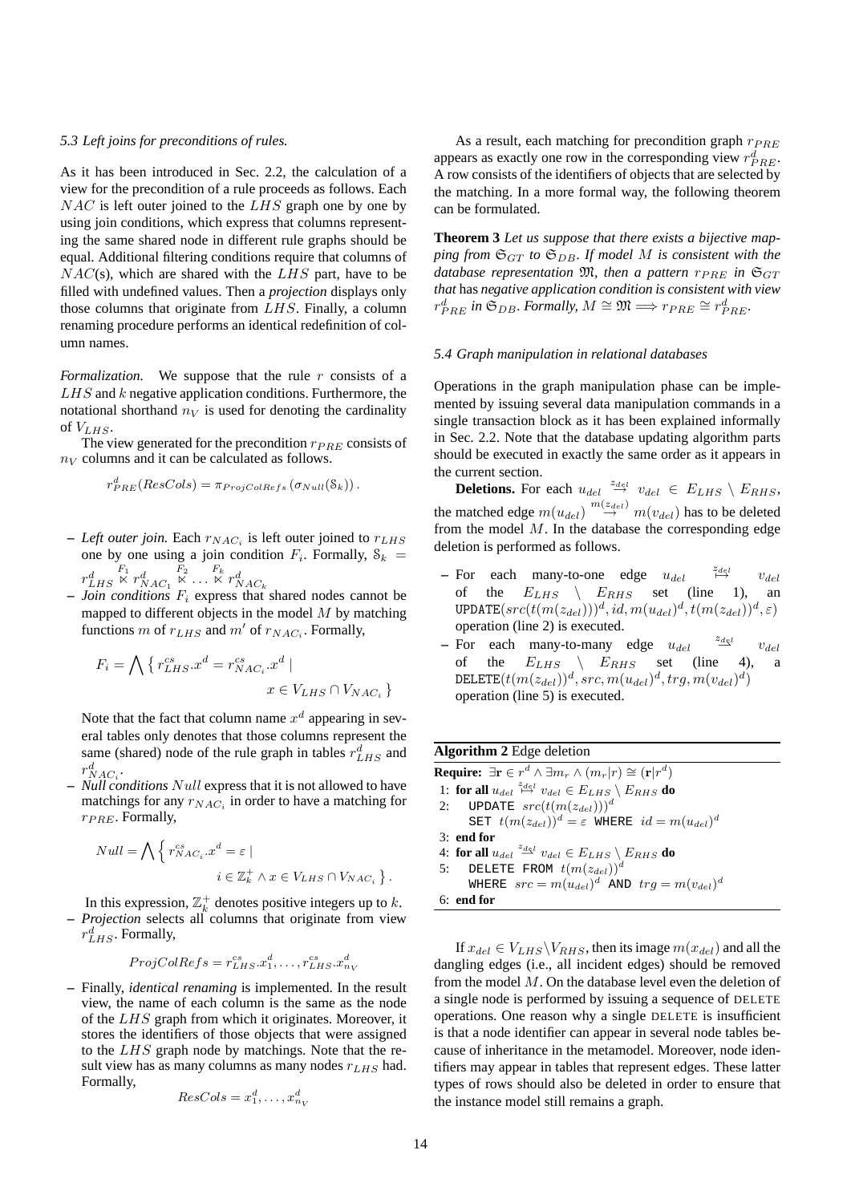### 5.3 Left joins for preconditions of rules.

As it has been introduced in Sec. 2.2, the calculation of a view for the precondition of a rule proceeds as follows. Each $NAC$ is left outer joined to the $LHS$ graph one by one by using join conditions, which express that columns representing the same shared node in different rule graphs should be equal. Additional filtering conditions require that columns of $NAC$(s), which are shared with the $LHS$ part, have to be filled with undefined values. Then a *projection* displays only those columns that originate from $LHS$. Finally, a column renaming procedure performs an identical redefinition of column names.

*Formalization.* We suppose that the rule $r$ consists of a $LHS$ and $k$ negative application conditions. Furthermore, the notational shorthand $n_V$ is used for denoting the cardinality of $V_{LHS}$.

The view generated for the precondition $r_{PRE}$ consists of $n_V$ columns and it can be calculated as follows.

$$r^d_{PRE}(ResCols) = \pi_{ProjColRefs}\left(\sigma_{Null}(\mathcal{S}_k)\right).$$

- *Left outer join.* Each $r_{NAC_i}$ is left outer joined to $r_{LHS}$ one by one using a join condition $F_i$. Formally, $\mathcal{S}_k = r^d_{LHS} \overset{F_1}{⟕} r^d_{NAC_1} \overset{F_2}{⟕} \dots \overset{F_k}{⟕} r^d_{NAC_k}$
- *Join conditions* $F_i$ express that shared nodes cannot be mapped to different objects in the model $M$ by matching functions $m$ of $r_{LHS}$ and $m'$ of $r_{NAC_i}$. Formally,

  $$F_i = \bigwedge \left\{ r^{cs}_{LHS}.x^d = r^{cs}_{NAC_i}.x^d \mid x \in V_{LHS} \cap V_{NAC_i} \right\}$$

  Note that the fact that column name $x^d$ appearing in several tables only denotes that those columns represent the same (shared) node of the rule graph in tables $r^d_{LHS}$ and $r^d_{NAC_i}$.
- *Null conditions* $Null$ express that it is not allowed to have matchings for any $r_{NAC_i}$ in order to have a matching for $r_{PRE}$. Formally,

  $$Null = \bigwedge \left\{ r^{cs}_{NAC_i}.x^d = \varepsilon \mid i \in \mathbb{Z}^+_k \wedge x \in V_{LHS} \cap V_{NAC_i} \right\}.$$

  In this expression, $\mathbb{Z}^+_k$ denotes positive integers up to $k$.
- *Projection* selects all columns that originate from view $r^d_{LHS}$. Formally,

  $$ProjColRefs = r^{cs}_{LHS}.x^d_1, \dots, r^{cs}_{LHS}.x^d_{n_V}$$

- Finally, *identical renaming* is implemented. In the result view, the name of each column is the same as the node of the $LHS$ graph from which it originates. Moreover, it stores the identifiers of those objects that were assigned to the $LHS$ graph node by matchings. Note that the result view has as many columns as many nodes $r_{LHS}$ had. Formally,

  $$ResCols = x^d_1, \dots, x^d_{n_V}$$

As a result, each matching for precondition graph $r_{PRE}$ appears as exactly one row in the corresponding view $r^d_{PRE}$. A row consists of the identifiers of objects that are selected by the matching. In a more formal way, the following theorem can be formulated.

**Theorem 3** *Let us suppose that there exists a bijective mapping from $\mathfrak{S}_{GT}$ to $\mathfrak{S}_{DB}$. If model $M$ is consistent with the database representation $\mathfrak{M}$, then a pattern $r_{PRE}$ in $\mathfrak{S}_{GT}$ that* has *negative application condition is consistent with view $r^d_{PRE}$ in $\mathfrak{S}_{DB}$. Formally, $M \cong \mathfrak{M} \Longrightarrow r_{PRE} \cong r^d_{PRE}$.*

### 5.4 Graph manipulation in relational databases

Operations in the graph manipulation phase can be implemented by issuing several data manipulation commands in a single transaction block as it has been explained informally in Sec. 2.2. Note that the database updating algorithm parts should be executed in exactly the same order as it appears in the current section.

**Deletions.** For each $u_{del} \overset{z_{del}}{\to} v_{del} \in E_{LHS} \setminus E_{RHS}$, the matched edge $m(u_{del}) \overset{m(z_{del})}{\to} m(v_{del})$ has to be deleted from the model $M$. In the database the corresponding edge deletion is performed as follows.

- For each many-to-one edge $u_{del} \overset{z_{del}}{\mapsto} v_{del}$ of the $E_{LHS} \setminus E_{RHS}$ set (line 1), an $\mathtt{UPDATE}(src(t(m(z_{del})))^d, id, m(u_{del})^d, t(m(z_{del}))^d, \varepsilon)$ operation (line 2) is executed.
- For each many-to-many edge $u_{del} \overset{z_{del}}{\leftrightarrows} v_{del}$ of the $E_{LHS} \setminus E_{RHS}$ set (line 4), a $\mathtt{DELETE}(t(m(z_{del}))^d, src, m(u_{del})^d, trg, m(v_{del})^d)$ operation (line 5) is executed.

**Algorithm 2** Edge deletion

**Require:** $\exists \mathbf{r} \in r^d \wedge \exists m_r \wedge (m_r|r) \cong (\mathbf{r}|r^d)$
1: **for all** $u_{del} \overset{z_{del}}{\mapsto} v_{del} \in E_{LHS} \setminus E_{RHS}$ **do**
2: UPDATE $src(t(m(z_{del})))^d$ SET $t(m(z_{del}))^d = \varepsilon$ WHERE $id = m(u_{del})^d$
3: **end for**
4: **for all** $u_{del} \overset{z_{del}}{\leftrightarrows} v_{del} \in E_{LHS} \setminus E_{RHS}$ **do**
5: DELETE FROM $t(m(z_{del}))^d$ WHERE $src = m(u_{del})^d$ AND $trg = m(v_{del})^d$
6: **end for**

If $x_{del} \in V_{LHS} \setminus V_{RHS}$, then its image $m(x_{del})$ and all the dangling edges (i.e., all incident edges) should be removed from the model $M$. On the database level even the deletion of a single node is performed by issuing a sequence of DELETE operations. One reason why a single DELETE is insufficient is that a node identifier can appear in several node tables because of inheritance in the metamodel. Moreover, node identifiers may appear in tables that represent edges. These latter types of rows should also be deleted in order to ensure that the instance model still remains a graph.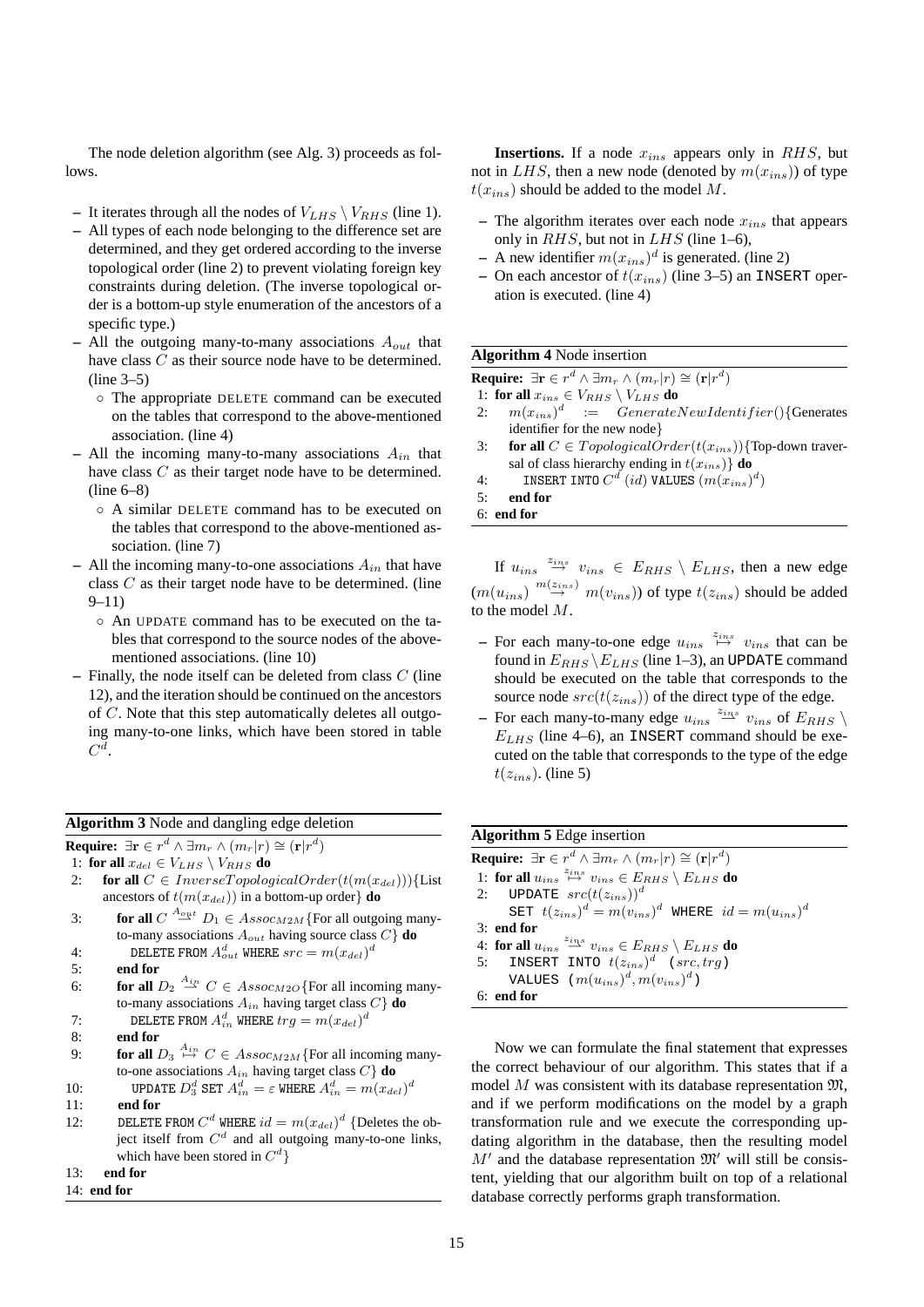The node deletion algorithm (see Alg. 3) proceeds as follows.

- It iterates through all the nodes of $V_{LHS} \setminus V_{RHS}$ (line 1).
- All types of each node belonging to the difference set are determined, and they get ordered according to the inverse topological order (line 2) to prevent violating foreign key constraints during deletion. (The inverse topological order is a bottom-up style enumeration of the ancestors of a specific type.)
- All the outgoing many-to-many associations $A_{out}$ that have class $C$ as their source node have to be determined. (line 3–5)
  - The appropriate DELETE command can be executed on the tables that correspond to the above-mentioned association. (line 4)
- All the incoming many-to-many associations $A_{in}$ that have class $C$ as their target node have to be determined. (line 6–8)
  - A similar DELETE command has to be executed on the tables that correspond to the above-mentioned association. (line 7)
- All the incoming many-to-one associations $A_{in}$ that have class $C$ as their target node have to be determined. (line 9–11)
  - An UPDATE command has to be executed on the tables that correspond to the source nodes of the above-mentioned associations. (line 10)
- Finally, the node itself can be deleted from class $C$ (line 12), and the iteration should be continued on the ancestors of $C$. Note that this step automatically deletes all outgoing many-to-one links, which have been stored in table $C^d$.

**Algorithm 3** Node and dangling edge deletion

**Require:** $\exists \mathbf{r} \in r^d \wedge \exists m_r \wedge (m_r|r) \cong (\mathbf{r}|r^d)$

1: **for all** $x_{del} \in V_{LHS} \setminus V_{RHS}$ **do**
2: **for all** $C \in InverseTopologicalOrder(t(m(x_{del})))$ {List ancestors of $t(m(x_{del}))$ in a bottom-up order} **do**
3: **for all** $C \stackrel{A_{out}}{\rightarrow} D_1 \in Assoc_{M2M}$ {For all outgoing many-to-many associations $A_{out}$ having source class $C$} **do**
4: DELETE FROM $A_{out}^d$ WHERE $src = m(x_{del})^d$
5: **end for**
6: **for all** $D_2 \stackrel{A_{in}}{\rightarrow} C \in Assoc_{M2O}$ {For all incoming many-to-many associations $A_{in}$ having target class $C$} **do**
7: DELETE FROM $A_{in}^d$ WHERE $trg = m(x_{del})^d$
8: **end for**
9: **for all** $D_3 \stackrel{A_{in}}{\mapsto} C \in Assoc_{M2M}$ {For all incoming many-to-one associations $A_{in}$ having target class $C$} **do**
10: UPDATE $D_3^d$ SET $A_{in}^d = \varepsilon$ WHERE $A_{in}^d = m(x_{del})^d$
11: **end for**
12: DELETE FROM $C^d$ WHERE $id = m(x_{del})^d$ {Deletes the object itself from $C^d$ and all outgoing many-to-one links, which have been stored in $C^d$}
13: **end for**
14: **end for**

**Insertions.** If a node $x_{ins}$ appears only in $RHS$, but not in $LHS$, then a new node (denoted by $m(x_{ins})$) of type $t(x_{ins})$ should be added to the model $M$.

- The algorithm iterates over each node $x_{ins}$ that appears only in $RHS$, but not in $LHS$ (line 1–6),
- A new identifier $m(x_{ins})^d$ is generated. (line 2)
- On each ancestor of $t(x_{ins})$ (line 3–5) an INSERT operation is executed. (line 4)

**Algorithm 4** Node insertion

**Require:** $\exists \mathbf{r} \in r^d \wedge \exists m_r \wedge (m_r|r) \cong (\mathbf{r}|r^d)$

1: **for all** $x_{ins} \in V_{RHS} \setminus V_{LHS}$ **do**
2: $m(x_{ins})^d := GenerateNewIdentifier()$ {Generates identifier for the new node}
3: **for all** $C \in TopologicalOrder(t(x_{ins}))$ {Top-down traversal of class hierarchy ending in $t(x_{ins})$} **do**
4: INSERT INTO $C^d$ $(id)$ VALUES $(m(x_{ins})^d)$
5: **end for**
6: **end for**

If $u_{ins} \stackrel{z_{ins}}{\rightarrow} v_{ins} \in E_{RHS} \setminus E_{LHS}$, then a new edge $(m(u_{ins}) \stackrel{m(z_{ins})}{\rightarrow} m(v_{ins}))$ of type $t(z_{ins})$ should be added to the model $M$.

- For each many-to-one edge $u_{ins} \stackrel{z_{ins}}{\mapsto} v_{ins}$ that can be found in $E_{RHS} \setminus E_{LHS}$ (line 1–3), an UPDATE command should be executed on the table that corresponds to the source node $src(t(z_{ins}))$ of the direct type of the edge.
- For each many-to-many edge $u_{ins} \stackrel{z_{ins}}{\rightarrow} v_{ins}$ of $E_{RHS} \setminus E_{LHS}$ (line 4–6), an INSERT command should be executed on the table that corresponds to the type of the edge $t(z_{ins})$. (line 5)

**Algorithm 5** Edge insertion

**Require:** $\exists \mathbf{r} \in r^d \wedge \exists m_r \wedge (m_r|r) \cong (\mathbf{r}|r^d)$

1: **for all** $u_{ins} \stackrel{z_{ins}}{\mapsto} v_{ins} \in E_{RHS} \setminus E_{LHS}$ **do**
2: UPDATE $src(t(z_{ins}))^d$ SET $t(z_{ins})^d = m(v_{ins})^d$ WHERE $id = m(u_{ins})^d$
3: **end for**
4: **for all** $u_{ins} \stackrel{z_{ins}}{\rightarrow} v_{ins} \in E_{RHS} \setminus E_{LHS}$ **do**
5: INSERT INTO $t(z_{ins})^d$ $(src, trg)$ VALUES $(m(u_{ins})^d, m(v_{ins})^d)$
6: **end for**

Now we can formulate the final statement that expresses the correct behaviour of our algorithm. This states that if a model $M$ was consistent with its database representation $\mathfrak{M}$, and if we perform modifications on the model by a graph transformation rule and we execute the corresponding updating algorithm in the database, then the resulting model $M'$ and the database representation $\mathfrak{M}'$ will still be consistent, yielding that our algorithm built on top of a relational database correctly performs graph transformation.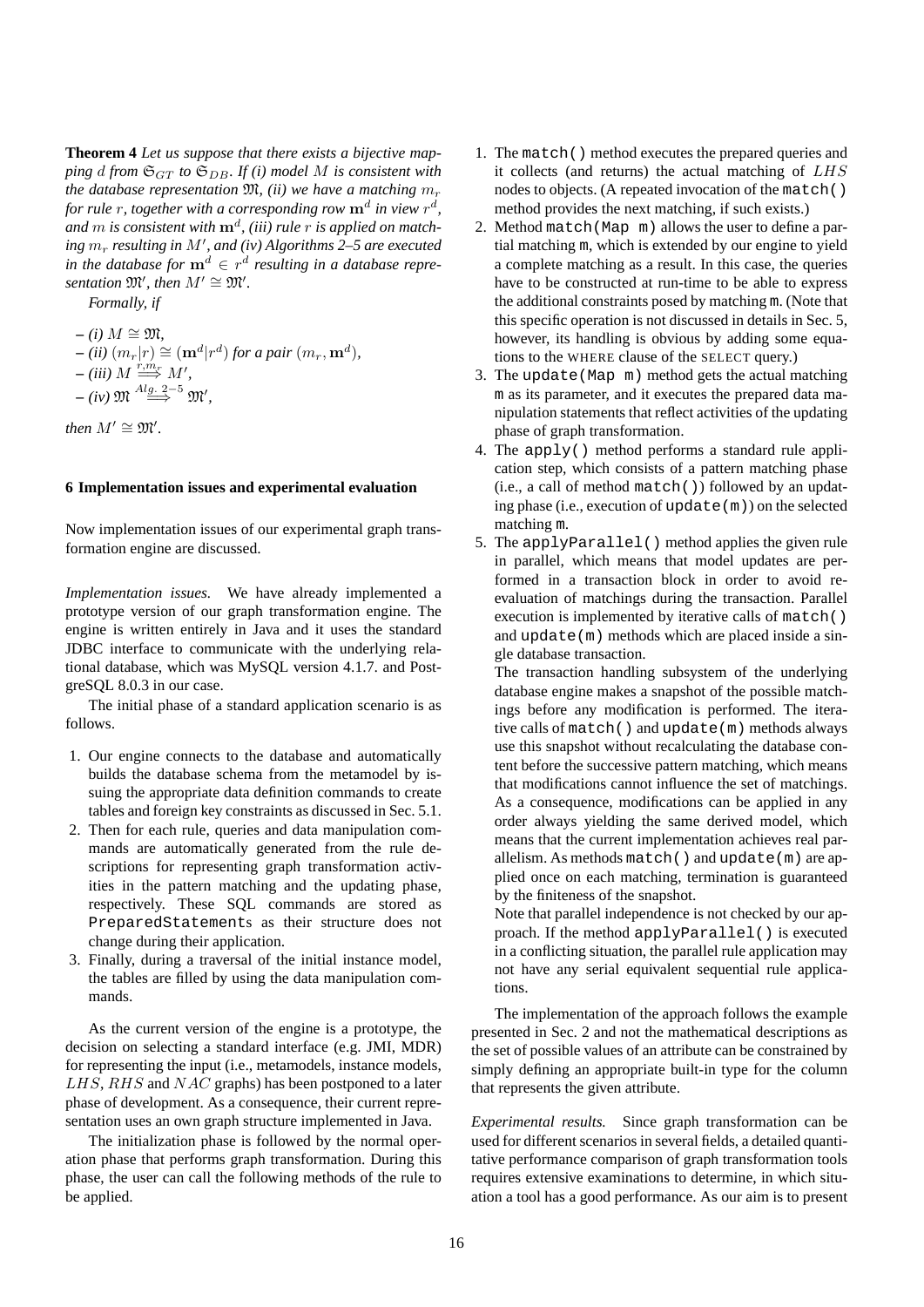**Theorem 4** *Let us suppose that there exists a bijective mapping $d$ from $\mathfrak{S}_{GT}$ to $\mathfrak{S}_{DB}$. If (i) model $M$ is consistent with the database representation $\mathfrak{M}$, (ii) we have a matching $m_r$ for rule $r$, together with a corresponding row $\mathbf{m}^d$ in view $r^d$, and $m$ is consistent with $\mathbf{m}^d$, (iii) rule $r$ is applied on matching $m_r$ resulting in $M'$, and (iv) Algorithms 2–5 are executed in the database for $\mathbf{m}^d \in r^d$ resulting in a database representation $\mathfrak{M}'$, then $M' \cong \mathfrak{M}'$.*

*Formally, if*

– *(i)* $M \cong \mathfrak{M}$,
– *(ii)* $(m_r|r) \cong (\mathbf{m}^d|r^d)$ *for a pair* $(m_r, \mathbf{m}^d)$,
– *(iii)* $M \overset{r,m_r}{\Longrightarrow} M'$,
– *(iv)* $\mathfrak{M} \overset{Alg.\ 2-5}{\Longrightarrow} \mathfrak{M}'$,

*then* $M' \cong \mathfrak{M}'$.

## 6 Implementation issues and experimental evaluation

Now implementation issues of our experimental graph transformation engine are discussed.

*Implementation issues.* We have already implemented a prototype version of our graph transformation engine. The engine is written entirely in Java and it uses the standard JDBC interface to communicate with the underlying relational database, which was MySQL version 4.1.7. and PostgreSQL 8.0.3 in our case.

The initial phase of a standard application scenario is as follows.

1. Our engine connects to the database and automatically builds the database schema from the metamodel by issuing the appropriate data definition commands to create tables and foreign key constraints as discussed in Sec. 5.1.
2. Then for each rule, queries and data manipulation commands are automatically generated from the rule descriptions for representing graph transformation activities in the pattern matching and the updating phase, respectively. These SQL commands are stored as `PreparedStatement`s as their structure does not change during their application.
3. Finally, during a traversal of the initial instance model, the tables are filled by using the data manipulation commands.

As the current version of the engine is a prototype, the decision on selecting a standard interface (e.g. JMI, MDR) for representing the input (i.e., metamodels, instance models, $LHS$, $RHS$ and $NAC$ graphs) has been postponed to a later phase of development. As a consequence, their current representation uses an own graph structure implemented in Java.

The initialization phase is followed by the normal operation phase that performs graph transformation. During this phase, the user can call the following methods of the rule to be applied.

1. The `match()` method executes the prepared queries and it collects (and returns) the actual matching of $LHS$ nodes to objects. (A repeated invocation of the `match()` method provides the next matching, if such exists.)
2. Method `match(Map m)` allows the user to define a partial matching `m`, which is extended by our engine to yield a complete matching as a result. In this case, the queries have to be constructed at run-time to be able to express the additional constraints posed by matching `m`. (Note that this specific operation is not discussed in details in Sec. 5, however, its handling is obvious by adding some equations to the WHERE clause of the SELECT query.)
3. The `update(Map m)` method gets the actual matching `m` as its parameter, and it executes the prepared data manipulation statements that reflect activities of the updating phase of graph transformation.
4. The `apply()` method performs a standard rule application step, which consists of a pattern matching phase (i.e., a call of method `match()`) followed by an updating phase (i.e., execution of `update(m)`) on the selected matching `m`.
5. The `applyParallel()` method applies the given rule in parallel, which means that model updates are performed in a transaction block in order to avoid reevaluation of matchings during the transaction. Parallel execution is implemented by iterative calls of `match()` and `update(m)` methods which are placed inside a single database transaction.
   The transaction handling subsystem of the underlying database engine makes a snapshot of the possible matchings before any modification is performed. The iterative calls of `match()` and `update(m)` methods always use this snapshot without recalculating the database content before the successive pattern matching, which means that modifications cannot influence the set of matchings. As a consequence, modifications can be applied in any order always yielding the same derived model, which means that the current implementation achieves real parallelism. As methods `match()` and `update(m)` are applied once on each matching, termination is guaranteed by the finiteness of the snapshot.
   Note that parallel independence is not checked by our approach. If the method `applyParallel()` is executed in a conflicting situation, the parallel rule application may not have any serial equivalent sequential rule applications.

The implementation of the approach follows the example presented in Sec. 2 and not the mathematical descriptions as the set of possible values of an attribute can be constrained by simply defining an appropriate built-in type for the column that represents the given attribute.

*Experimental results.* Since graph transformation can be used for different scenarios in several fields, a detailed quantitative performance comparison of graph transformation tools requires extensive examinations to determine, in which situation a tool has a good performance. As our aim is to present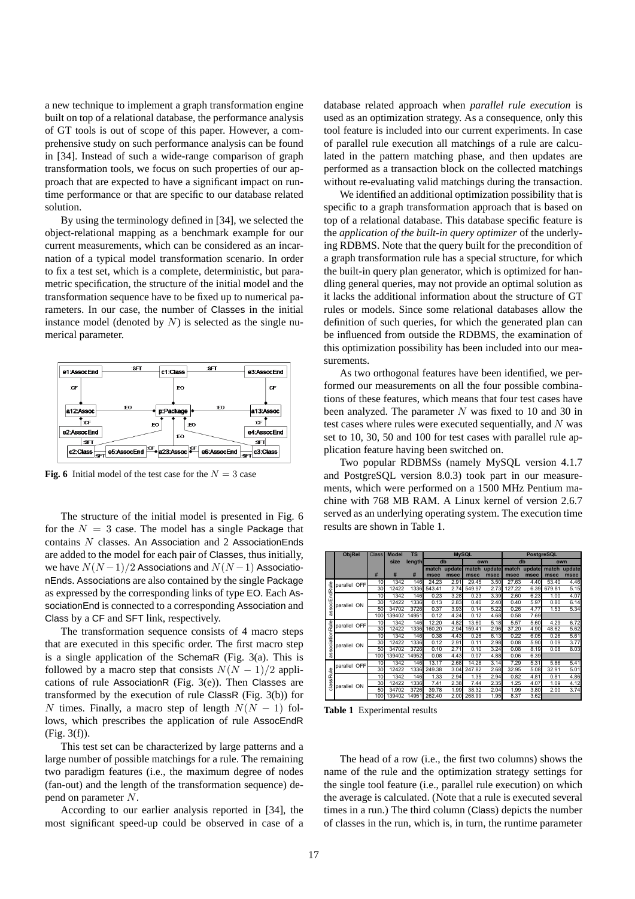a new technique to implement a graph transformation engine built on top of a relational database, the performance analysis of GT tools is out of scope of this paper. However, a comprehensive study on such performance analysis can be found in [34]. Instead of such a wide-range comparison of graph transformation tools, we focus on such properties of our approach that are expected to have a significant impact on runtime performance or that are specific to our database related solution.

By using the terminology defined in [34], we selected the object-relational mapping as a benchmark example for our current measurements, which can be considered as an incarnation of a typical model transformation scenario. In order to fix a test set, which is a complete, deterministic, but parametric specification, the structure of the initial model and the transformation sequence have to be fixed up to numerical parameters. In our case, the number of Classes in the initial instance model (denoted by $N$) is selected as the single numerical parameter.

**Fig. 6** Initial model of the test case for the $N = 3$ case

The structure of the initial model is presented in Fig. 6 for the $N = 3$ case. The model has a single Package that contains $N$ classes. An Association and 2 AssociationEnds are added to the model for each pair of Classes, thus initially, we have $N(N-1)/2$ Associations and $N(N-1)$ AssociationEnds. Associations are also contained by the single Package as expressed by the corresponding links of type EO. Each AssociationEnd is connected to a corresponding Association and Class by a CF and SFT link, respectively.

The transformation sequence consists of 4 macro steps that are executed in this specific order. The first macro step is a single application of the SchemaR (Fig. 3(a). This is followed by a macro step that consists $N(N-1)/2$ applications of rule AssociationR (Fig. 3(e)). Then Classes are transformed by the execution of rule ClassR (Fig. 3(b)) for $N$ times. Finally, a macro step of length $N(N-1)$ follows, which prescribes the application of rule AssocEndR (Fig. 3(f)).

This test set can be characterized by large patterns and a large number of possible matchings for a rule. The remaining two paradigm features (i.e., the maximum degree of nodes (fan-out) and the length of the transformation sequence) depend on parameter $N$.

According to our earlier analysis reported in [34], the most significant speed-up could be observed in case of a database related approach when *parallel rule execution* is used as an optimization strategy. As a consequence, only this tool feature is included into our current experiments. In case of parallel rule execution all matchings of a rule are calculated in the pattern matching phase, and then updates are performed as a transaction block on the collected matchings without re-evaluating valid matchings during the transaction.

We identified an additional optimization possibility that is specific to a graph transformation approach that is based on top of a relational database. This database specific feature is the *application of the built-in query optimizer* of the underlying RDBMS. Note that the query built for the precondition of a graph transformation rule has a special structure, for which the built-in query plan generator, which is optimized for handling general queries, may not provide an optimal solution as it lacks the additional information about the structure of GT rules or models. Since some relational databases allow the definition of such queries, for which the generated plan can be influenced from outside the RDBMS, the examination of this optimization possibility has been included into our measurements.

As two orthogonal features have been identified, we performed our measurements on all the four possible combinations of these features, which means that four test cases have been analyzed. The parameter $N$ was fixed to 10 and 30 in test cases where rules were executed sequentially, and $N$ was set to 10, 30, 50 and 100 for test cases with parallel rule application feature having been switched on.

Two popular RDBMSs (namely MySQL version 4.1.7 and PostgreSQL version 8.0.3) took part in our measurements, which were performed on a 1500 MHz Pentium machine with 768 MB RAM. A Linux kernel of version 2.6.7 served as an underlying operating system. The execution time results are shown in Table 1.

| ObjRel | | Class | Model size | TS length | MySQL | | | | PostgreSQL | | | |
|---|---|---|---|---|---|---|---|---|---|---|---|---|
| | | | | | db | | own | | db | | own | |
| | | | | | match | update | match | update | match | update | match | update |
| | | # | # | # | msec | msec | msec | msec | msec | msec | msec | msec |
| assocEndRule | parallel OFF | 10 | 1342 | 146 | 24.23 | 2.91 | 29.45 | 3.50 | 27.63 | 4.40 | 53.40 | 4.46 |
| | | 30 | 12422 | 1336 | 543.41 | 2.74 | 549.97 | 2.73 | 127.22 | 6.39 | 679.81 | 5.15 |
| | parallel ON | 10 | 1342 | 146 | 0.23 | 3.28 | 0.23 | 3.39 | 2.60 | 6.23 | 1.00 | 4.07 |
| | | 30 | 12422 | 1336 | 0.13 | 2.83 | 0.40 | 2.40 | 0.40 | 5.97 | 0.80 | 6.14 |
| | | 50 | 34702 | 3726 | 0.37 | 3.93 | 0.14 | 5.22 | 0.26 | 4.77 | 1.53 | 5.34 |
| | | 100 | 139402 | 14951 | 0.12 | 4.24 | 0.12 | 4.68 | 0.58 | 7.69 | | |
| associationRule | parallel OFF | 10 | 1342 | 146 | 12.20 | 4.82 | 13.60 | 5.18 | 5.57 | 5.60 | 4.29 | 6.72 |
| | | 30 | 12422 | 1336 | 160.20 | 2.94 | 159.41 | 2.96 | 37.20 | 4.90 | 48.62 | 5.62 |
| | parallel ON | 10 | 1342 | 146 | 0.38 | 4.43 | 0.26 | 6.13 | 0.22 | 6.05 | 0.26 | 5.61 |
| | | 30 | 12422 | 1336 | 0.12 | 2.91 | 0.11 | 2.98 | 0.08 | 5.90 | 0.09 | 3.77 |
| | | 50 | 34702 | 3726 | 0.10 | 2.71 | 0.10 | 3.24 | 0.08 | 8.19 | 0.08 | 8.03 |
| | | 100 | 139402 | 14952 | 0.08 | 4.43 | 0.07 | 4.88 | 0.06 | 6.39 | | |
| classRule | parallel OFF | 10 | 1342 | 146 | 13.17 | 2.68 | 14.28 | 3.14 | 7.29 | 5.31 | 5.86 | 5.41 |
| | | 30 | 12422 | 1336 | 249.38 | 3.04 | 247.82 | 2.68 | 32.95 | 5.08 | 32.91 | 5.01 |
| | parallel ON | 10 | 1342 | 146 | 1.33 | 2.94 | 1.35 | 2.94 | 0.82 | 4.81 | 0.81 | 4.86 |
| | | 30 | 12422 | 1336 | 7.41 | 2.38 | 7.44 | 2.35 | 1.25 | 4.07 | 1.09 | 4.12 |
| | | 50 | 34702 | 3726 | 39.78 | 1.99 | 38.32 | 2.04 | 1.99 | 3.80 | 2.00 | 3.74 |
| | | 100 | 139402 | 14951 | 262.40 | 2.00 | 268.99 | 1.95 | 8.37 | 3.62 | | |

**Table 1** Experimental results

The head of a row (i.e., the first two columns) shows the name of the rule and the optimization strategy settings for the single tool feature (i.e., parallel rule execution) on which the average is calculated. (Note that a rule is executed several times in a run.) The third column (Class) depicts the number of classes in the run, which is, in turn, the runtime parameter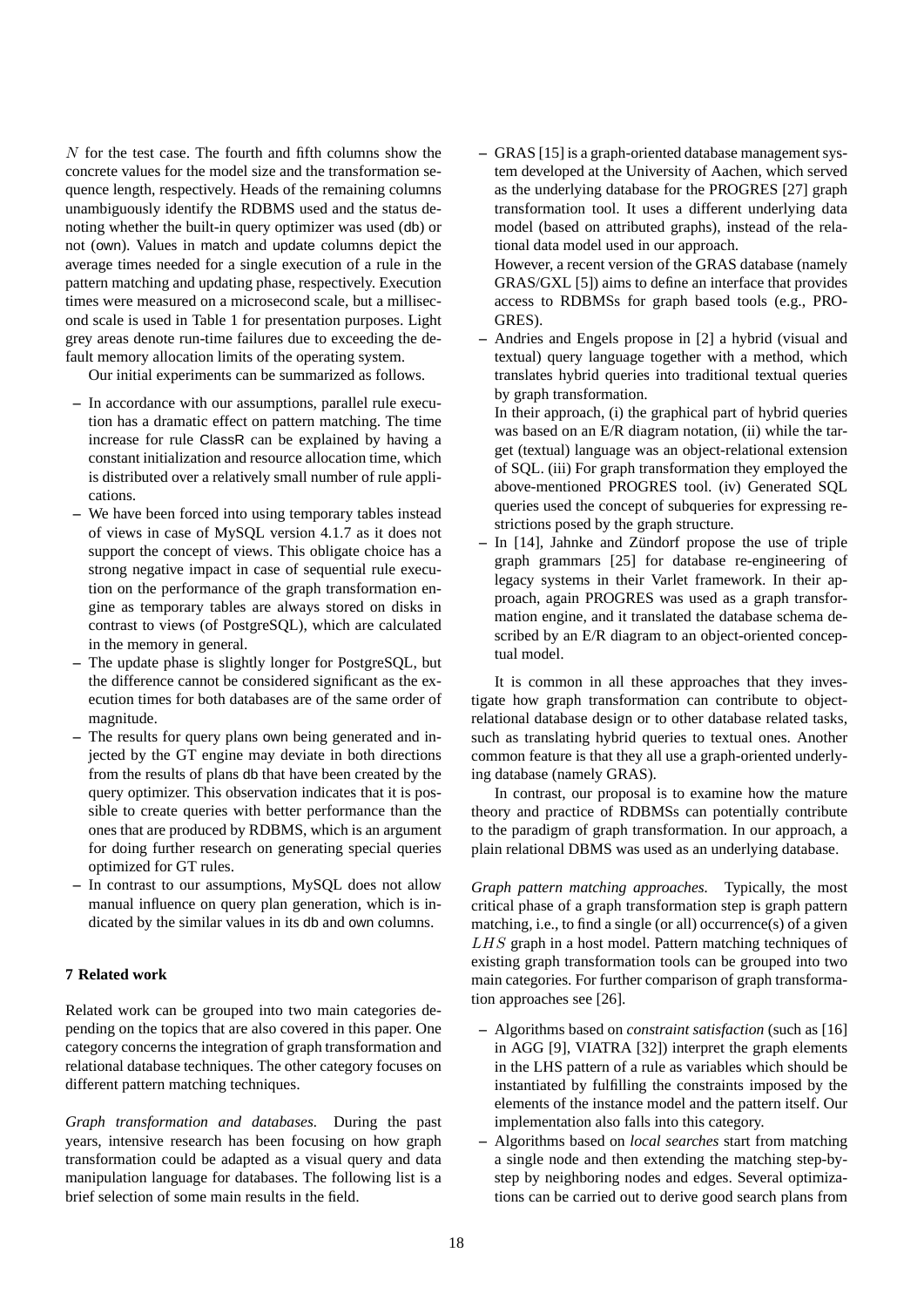$N$ for the test case. The fourth and fifth columns show the concrete values for the model size and the transformation sequence length, respectively. Heads of the remaining columns unambiguously identify the RDBMS used and the status denoting whether the built-in query optimizer was used (db) or not (own). Values in match and update columns depict the average times needed for a single execution of a rule in the pattern matching and updating phase, respectively. Execution times were measured on a microsecond scale, but a millisecond scale is used in Table 1 for presentation purposes. Light grey areas denote run-time failures due to exceeding the default memory allocation limits of the operating system.

Our initial experiments can be summarized as follows.

– In accordance with our assumptions, parallel rule execution has a dramatic effect on pattern matching. The time increase for rule ClassR can be explained by having a constant initialization and resource allocation time, which is distributed over a relatively small number of rule applications.
– We have been forced into using temporary tables instead of views in case of MySQL version 4.1.7 as it does not support the concept of views. This obligate choice has a strong negative impact in case of sequential rule execution on the performance of the graph transformation engine as temporary tables are always stored on disks in contrast to views (of PostgreSQL), which are calculated in the memory in general.
– The update phase is slightly longer for PostgreSQL, but the difference cannot be considered significant as the execution times for both databases are of the same order of magnitude.
– The results for query plans own being generated and injected by the GT engine may deviate in both directions from the results of plans db that have been created by the query optimizer. This observation indicates that it is possible to create queries with better performance than the ones that are produced by RDBMS, which is an argument for doing further research on generating special queries optimized for GT rules.
– In contrast to our assumptions, MySQL does not allow manual influence on query plan generation, which is indicated by the similar values in its db and own columns.

## 7 Related work

Related work can be grouped into two main categories depending on the topics that are also covered in this paper. One category concerns the integration of graph transformation and relational database techniques. The other category focuses on different pattern matching techniques.

*Graph transformation and databases.* During the past years, intensive research has been focusing on how graph transformation could be adapted as a visual query and data manipulation language for databases. The following list is a brief selection of some main results in the field.

– GRAS [15] is a graph-oriented database management system developed at the University of Aachen, which served as the underlying database for the PROGRES [27] graph transformation tool. It uses a different underlying data model (based on attributed graphs), instead of the relational data model used in our approach.
  However, a recent version of the GRAS database (namely GRAS/GXL [5]) aims to define an interface that provides access to RDBMSs for graph based tools (e.g., PROGRES).
– Andries and Engels propose in [2] a hybrid (visual and textual) query language together with a method, which translates hybrid queries into traditional textual queries by graph transformation.
  In their approach, (i) the graphical part of hybrid queries was based on an E/R diagram notation, (ii) while the target (textual) language was an object-relational extension of SQL. (iii) For graph transformation they employed the above-mentioned PROGRES tool. (iv) Generated SQL queries used the concept of subqueries for expressing restrictions posed by the graph structure.
– In [14], Jahnke and Zündorf propose the use of triple graph grammars [25] for database re-engineering of legacy systems in their Varlet framework. In their approach, again PROGRES was used as a graph transformation engine, and it translated the database schema described by an E/R diagram to an object-oriented conceptual model.

It is common in all these approaches that they investigate how graph transformation can contribute to object-relational database design or to other database related tasks, such as translating hybrid queries to textual ones. Another common feature is that they all use a graph-oriented underlying database (namely GRAS).

In contrast, our proposal is to examine how the mature theory and practice of RDBMSs can potentially contribute to the paradigm of graph transformation. In our approach, a plain relational DBMS was used as an underlying database.

*Graph pattern matching approaches.* Typically, the most critical phase of a graph transformation step is graph pattern matching, i.e., to find a single (or all) occurrence(s) of a given $LHS$ graph in a host model. Pattern matching techniques of existing graph transformation tools can be grouped into two main categories. For further comparison of graph transformation approaches see [26].

– Algorithms based on *constraint satisfaction* (such as [16] in AGG [9], VIATRA [32]) interpret the graph elements in the LHS pattern of a rule as variables which should be instantiated by fulfilling the constraints imposed by the elements of the instance model and the pattern itself. Our implementation also falls into this category.
– Algorithms based on *local searches* start from matching a single node and then extending the matching step-by-step by neighboring nodes and edges. Several optimizations can be carried out to derive good search plans from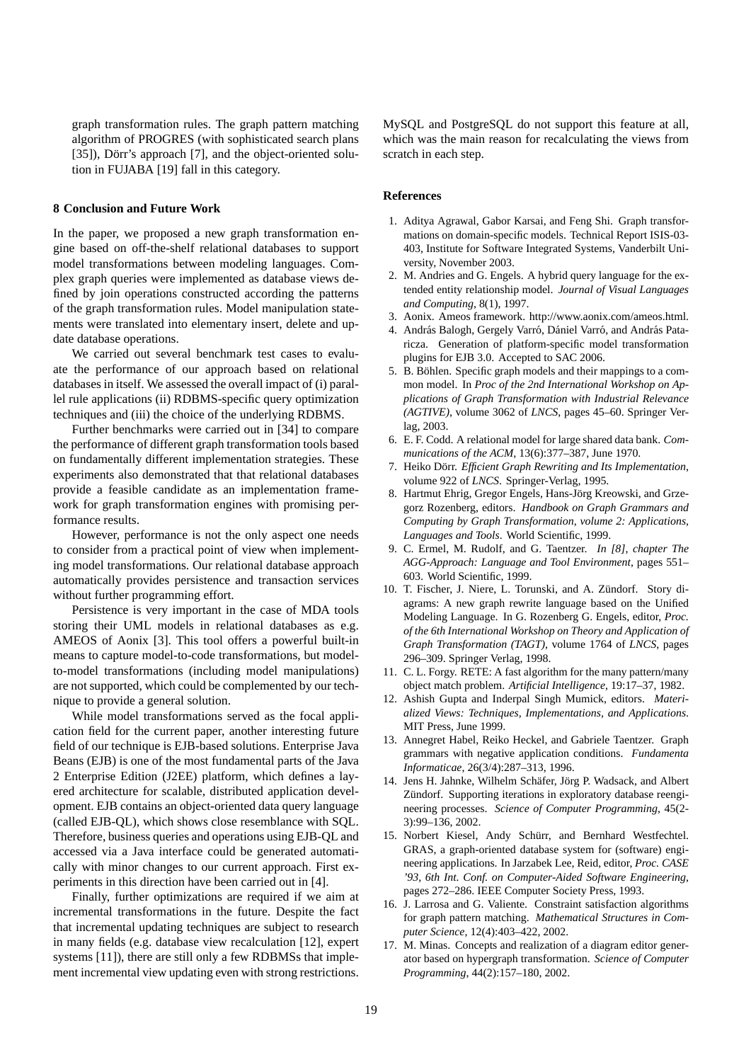graph transformation rules. The graph pattern matching algorithm of PROGRES (with sophisticated search plans [35]), Dörr's approach [7], and the object-oriented solution in FUJABA [19] fall in this category.

## 8 Conclusion and Future Work

In the paper, we proposed a new graph transformation engine based on off-the-shelf relational databases to support model transformations between modeling languages. Complex graph queries were implemented as database views defined by join operations constructed according the patterns of the graph transformation rules. Model manipulation statements were translated into elementary insert, delete and update database operations.

We carried out several benchmark test cases to evaluate the performance of our approach based on relational databases in itself. We assessed the overall impact of (i) parallel rule applications (ii) RDBMS-specific query optimization techniques and (iii) the choice of the underlying RDBMS.

Further benchmarks were carried out in [34] to compare the performance of different graph transformation tools based on fundamentally different implementation strategies. These experiments also demonstrated that that relational databases provide a feasible candidate as an implementation framework for graph transformation engines with promising performance results.

However, performance is not the only aspect one needs to consider from a practical point of view when implementing model transformations. Our relational database approach automatically provides persistence and transaction services without further programming effort.

Persistence is very important in the case of MDA tools storing their UML models in relational databases as e.g. AMEOS of Aonix [3]. This tool offers a powerful built-in means to capture model-to-code transformations, but model-to-model transformations (including model manipulations) are not supported, which could be complemented by our technique to provide a general solution.

While model transformations served as the focal application field for the current paper, another interesting future field of our technique is EJB-based solutions. Enterprise Java Beans (EJB) is one of the most fundamental parts of the Java 2 Enterprise Edition (J2EE) platform, which defines a layered architecture for scalable, distributed application development. EJB contains an object-oriented data query language (called EJB-QL), which shows close resemblance with SQL. Therefore, business queries and operations using EJB-QL and accessed via a Java interface could be generated automatically with minor changes to our current approach. First experiments in this direction have been carried out in [4].

Finally, further optimizations are required if we aim at incremental transformations in the future. Despite the fact that incremental updating techniques are subject to research in many fields (e.g. database view recalculation [12], expert systems [11]), there are still only a few RDBMSs that implement incremental view updating even with strong restrictions. MySQL and PostgreSQL do not support this feature at all, which was the main reason for recalculating the views from scratch in each step.

## References

1. Aditya Agrawal, Gabor Karsai, and Feng Shi. Graph transformations on domain-specific models. Technical Report ISIS-03-403, Institute for Software Integrated Systems, Vanderbilt University, November 2003.
2. M. Andries and G. Engels. A hybrid query language for the extended entity relationship model. *Journal of Visual Languages and Computing*, 8(1), 1997.
3. Aonix. Ameos framework. http://www.aonix.com/ameos.html.
4. András Balogh, Gergely Varró, Dániel Varró, and András Pataricza. Generation of platform-specific model transformation plugins for EJB 3.0. Accepted to SAC 2006.
5. B. Böhlen. Specific graph models and their mappings to a common model. In *Proc of the 2nd International Workshop on Applications of Graph Transformation with Industrial Relevance (AGTIVE)*, volume 3062 of *LNCS*, pages 45–60. Springer Verlag, 2003.
6. E. F. Codd. A relational model for large shared data bank. *Communications of the ACM*, 13(6):377–387, June 1970.
7. Heiko Dörr. *Efficient Graph Rewriting and Its Implementation*, volume 922 of *LNCS*. Springer-Verlag, 1995.
8. Hartmut Ehrig, Gregor Engels, Hans-Jörg Kreowski, and Grzegorz Rozenberg, editors. *Handbook on Graph Grammars and Computing by Graph Transformation, volume 2: Applications, Languages and Tools*. World Scientific, 1999.
9. C. Ermel, M. Rudolf, and G. Taentzer. *In [8], chapter The AGG-Approach: Language and Tool Environment*, pages 551–603. World Scientific, 1999.
10. T. Fischer, J. Niere, L. Torunski, and A. Zündorf. Story diagrams: A new graph rewrite language based on the Unified Modeling Language. In G. Rozenberg G. Engels, editor, *Proc. of the 6th International Workshop on Theory and Application of Graph Transformation (TAGT)*, volume 1764 of *LNCS*, pages 296–309. Springer Verlag, 1998.
11. C. L. Forgy. RETE: A fast algorithm for the many pattern/many object match problem. *Artificial Intelligence*, 19:17–37, 1982.
12. Ashish Gupta and Inderpal Singh Mumick, editors. *Materialized Views: Techniques, Implementations, and Applications*. MIT Press, June 1999.
13. Annegret Habel, Reiko Heckel, and Gabriele Taentzer. Graph grammars with negative application conditions. *Fundamenta Informaticae*, 26(3/4):287–313, 1996.
14. Jens H. Jahnke, Wilhelm Schäfer, Jörg P. Wadsack, and Albert Zündorf. Supporting iterations in exploratory database reengineering processes. *Science of Computer Programming*, 45(2-3):99–136, 2002.
15. Norbert Kiesel, Andy Schürr, and Bernhard Westfechtel. GRAS, a graph-oriented database system for (software) engineering applications. In Jarzabek Lee, Reid, editor, *Proc. CASE '93, 6th Int. Conf. on Computer-Aided Software Engineering*, pages 272–286. IEEE Computer Society Press, 1993.
16. J. Larrosa and G. Valiente. Constraint satisfaction algorithms for graph pattern matching. *Mathematical Structures in Computer Science*, 12(4):403–422, 2002.
17. M. Minas. Concepts and realization of a diagram editor generator based on hypergraph transformation. *Science of Computer Programming*, 44(2):157–180, 2002.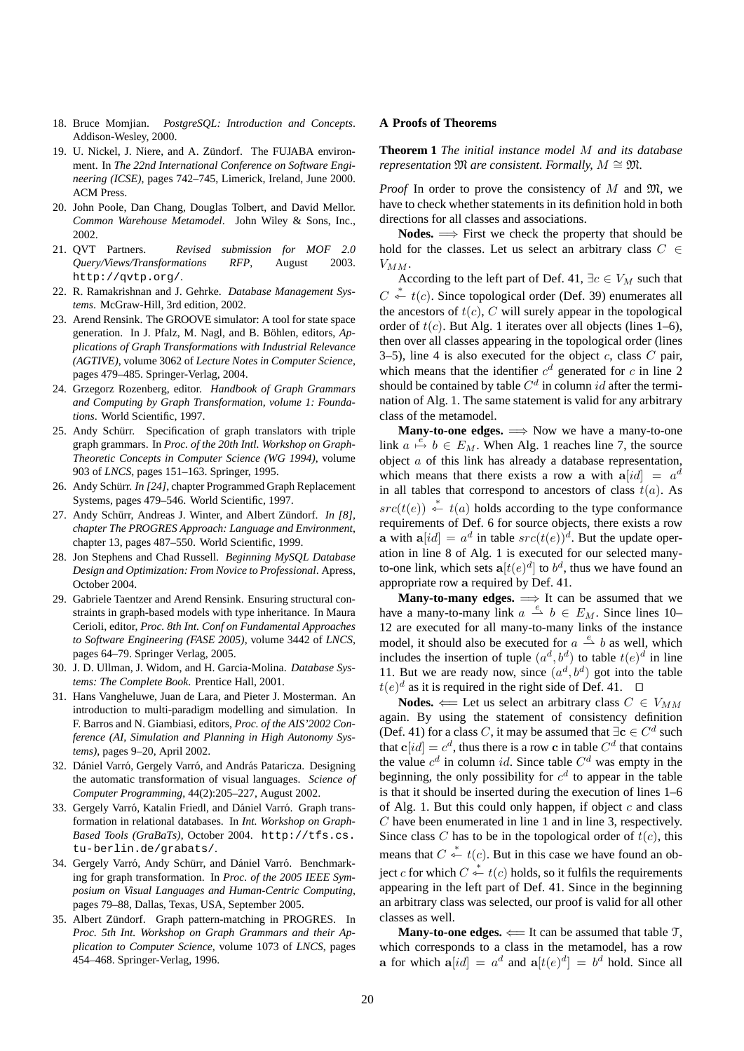18. Bruce Momjian. *PostgreSQL: Introduction and Concepts*. Addison-Wesley, 2000.
19. U. Nickel, J. Niere, and A. Zündorf. The FUJABA environment. In *The 22nd International Conference on Software Engineering (ICSE)*, pages 742–745, Limerick, Ireland, June 2000. ACM Press.
20. John Poole, Dan Chang, Douglas Tolbert, and David Mellor. *Common Warehouse Metamodel*. John Wiley & Sons, Inc., 2002.
21. QVT Partners. *Revised submission for MOF 2.0 Query/Views/Transformations RFP*, August 2003. http://qvtp.org/.
22. R. Ramakrishnan and J. Gehrke. *Database Management Systems*. McGraw-Hill, 3rd edition, 2002.
23. Arend Rensink. The GROOVE simulator: A tool for state space generation. In J. Pfalz, M. Nagl, and B. Böhlen, editors, *Applications of Graph Transformations with Industrial Relevance (AGTIVE)*, volume 3062 of *Lecture Notes in Computer Science*, pages 479–485. Springer-Verlag, 2004.
24. Grzegorz Rozenberg, editor. *Handbook of Graph Grammars and Computing by Graph Transformation, volume 1: Foundations*. World Scientific, 1997.
25. Andy Schürr. Specification of graph translators with triple graph grammars. In *Proc. of the 20th Intl. Workshop on Graph-Theoretic Concepts in Computer Science (WG 1994)*, volume 903 of *LNCS*, pages 151–163. Springer, 1995.
26. Andy Schürr. *In [24]*, chapter Programmed Graph Replacement Systems, pages 479–546. World Scientific, 1997.
27. Andy Schürr, Andreas J. Winter, and Albert Zündorf. *In [8], chapter The PROGRES Approach: Language and Environment*, chapter 13, pages 487–550. World Scientific, 1999.
28. Jon Stephens and Chad Russell. *Beginning MySQL Database Design and Optimization: From Novice to Professional*. Apress, October 2004.
29. Gabriele Taentzer and Arend Rensink. Ensuring structural constraints in graph-based models with type inheritance. In Maura Cerioli, editor, *Proc. 8th Int. Conf on Fundamental Approaches to Software Engineering (FASE 2005)*, volume 3442 of *LNCS*, pages 64–79. Springer Verlag, 2005.
30. J. D. Ullman, J. Widom, and H. Garcia-Molina. *Database Systems: The Complete Book*. Prentice Hall, 2001.
31. Hans Vangheluwe, Juan de Lara, and Pieter J. Mosterman. An introduction to multi-paradigm modelling and simulation. In F. Barros and N. Giambiasi, editors, *Proc. of the AIS'2002 Conference (AI, Simulation and Planning in High Autonomy Systems)*, pages 9–20, April 2002.
32. Dániel Varró, Gergely Varró, and András Pataricza. Designing the automatic transformation of visual languages. *Science of Computer Programming*, 44(2):205–227, August 2002.
33. Gergely Varró, Katalin Friedl, and Dániel Varró. Graph transformation in relational databases. In *Int. Workshop on Graph-Based Tools (GraBaTs)*, October 2004. http://tfs.cs.tu-berlin.de/grabats/.
34. Gergely Varró, Andy Schürr, and Dániel Varró. Benchmarking for graph transformation. In *Proc. of the 2005 IEEE Symposium on Visual Languages and Human-Centric Computing*, pages 79–88, Dallas, Texas, USA, September 2005.
35. Albert Zündorf. Graph pattern-matching in PROGRES. In *Proc. 5th Int. Workshop on Graph Grammars and their Application to Computer Science*, volume 1073 of *LNCS*, pages 454–468. Springer-Verlag, 1996.

## A Proofs of Theorems

**Theorem 1** *The initial instance model $M$ and its database representation $\mathfrak{M}$ are consistent. Formally, $M \cong \mathfrak{M}$.*

*Proof* In order to prove the consistency of $M$ and $\mathfrak{M}$, we have to check whether statements in its definition hold in both directions for all classes and associations.

**Nodes.** $\Longrightarrow$ First we check the property that should be hold for the classes. Let us select an arbitrary class $C \in V_{MM}$.

According to the left part of Def. 41, $\exists c \in V_M$ such that $C \stackrel{*}{\leftarrow} t(c)$. Since topological order (Def. 39) enumerates all the ancestors of $t(c)$, $C$ will surely appear in the topological order of $t(c)$. But Alg. 1 iterates over all objects (lines 1–6), then over all classes appearing in the topological order (lines 3–5), line 4 is also executed for the object $c$, class $C$ pair, which means that the identifier $c^d$ generated for $c$ in line 2 should be contained by table $C^d$ in column $id$ after the termination of Alg. 1. The same statement is valid for any arbitrary class of the metamodel.

**Many-to-one edges.** $\Longrightarrow$ Now we have a many-to-one link $a \stackrel{e}{\mapsto} b \in E_M$. When Alg. 1 reaches line 7, the source object $a$ of this link has already a database representation, which means that there exists a row $\mathbf{a}$ with $\mathbf{a}[id] = a^d$ in all tables that correspond to ancestors of class $t(a)$. As $src(t(e)) \stackrel{*}{\leftarrow} t(a)$ holds according to the type conformance requirements of Def. 6 for source objects, there exists a row $\mathbf{a}$ with $\mathbf{a}[id] = a^d$ in table $src(t(e))^d$. But the update operation in line 8 of Alg. 1 is executed for our selected many-to-one link, which sets $\mathbf{a}[t(e)^d]$ to $b^d$, thus we have found an appropriate row $\mathbf{a}$ required by Def. 41.

**Many-to-many edges.** $\Longrightarrow$ It can be assumed that we have a many-to-many link $a \stackrel{e}{\rightharpoonup} b \in E_M$. Since lines 10–12 are executed for all many-to-many links of the instance model, it should also be executed for $a \stackrel{e}{\rightharpoonup} b$ as well, which includes the insertion of tuple $(a^d, b^d)$ to table $t(e)^d$ in line 11. But we are ready now, since $(a^d, b^d)$ got into the table $t(e)^d$ as it is required in the right side of Def. 41. $\square$

**Nodes.** $\Longleftarrow$ Let us select an arbitrary class $C \in V_{MM}$ again. By using the statement of consistency definition (Def. 41) for a class $C$, it may be assumed that $\exists \mathbf{c} \in C^d$ such that $\mathbf{c}[id] = c^d$, thus there is a row $\mathbf{c}$ in table $C^d$ that contains the value $c^d$ in column $id$. Since table $C^d$ was empty in the beginning, the only possibility for $c^d$ to appear in the table is that it should be inserted during the execution of lines 1–6 of Alg. 1. But this could only happen, if object $c$ and class $C$ have been enumerated in line 1 and in line 3, respectively. Since class $C$ has to be in the topological order of $t(c)$, this means that $C \stackrel{*}{\leftarrow} t(c)$. But in this case we have found an object $c$ for which $C \stackrel{*}{\leftarrow} t(c)$ holds, so it fulfils the requirements appearing in the left part of Def. 41. Since in the beginning an arbitrary class was selected, our proof is valid for all other classes as well.

**Many-to-one edges.** $\Longleftarrow$ It can be assumed that table $\mathcal{T}$, which corresponds to a class in the metamodel, has a row $\mathbf{a}$ for which $\mathbf{a}[id] = a^d$ and $\mathbf{a}[t(e)^d] = b^d$ hold. Since all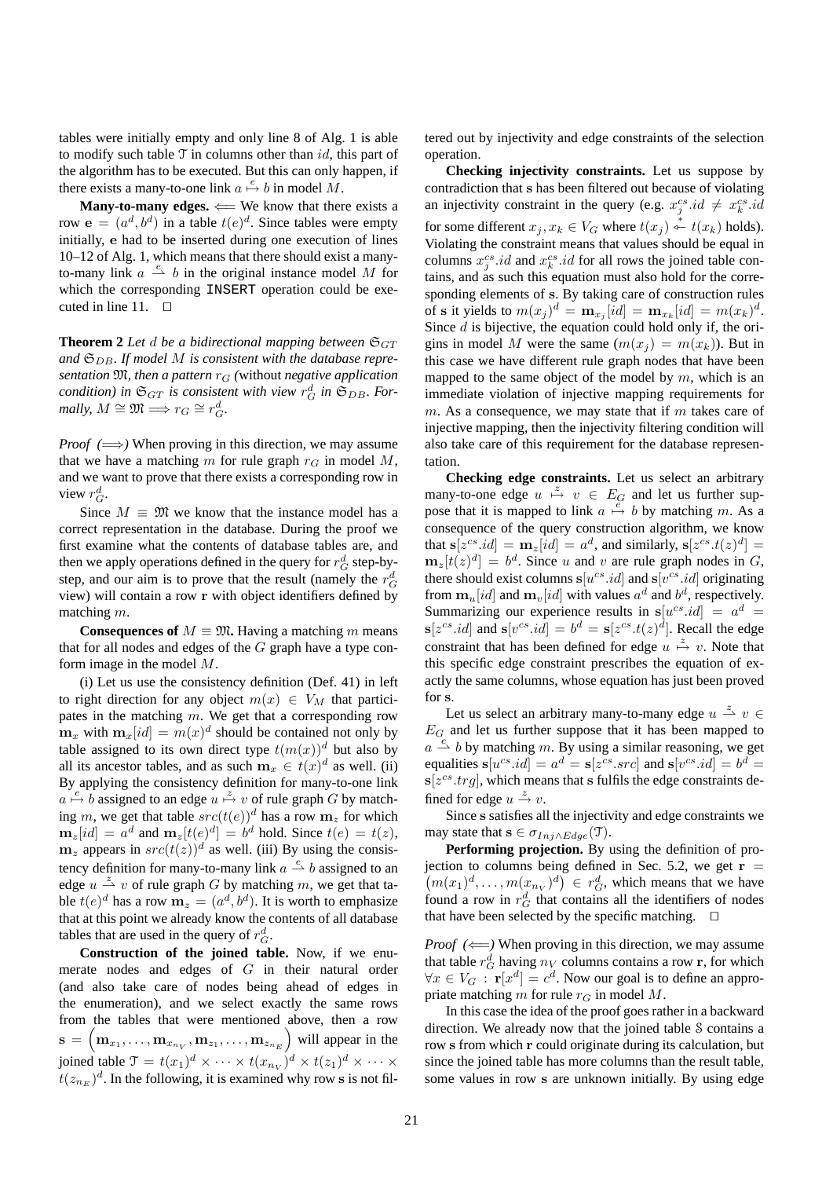tables were initially empty and only line 8 of Alg. 1 is able to modify such table $\mathcal{T}$ in columns other than $id$, this part of the algorithm has to be executed. But this can only happen, if there exists a many-to-one link $a \overset{e}{\mapsto} b$ in model $M$.

**Many-to-many edges.** $\Longleftarrow$ We know that there exists a row $\mathbf{e} = (a^d, b^d)$ in a table $t(e)^d$. Since tables were empty initially, $\mathbf{e}$ had to be inserted during one execution of lines 10–12 of Alg. 1, which means that there should exist a many-to-many link $a \overset{e}{\rightharpoonup} b$ in the original instance model $M$ for which the corresponding `INSERT` operation could be executed in line 11. $\square$

**Theorem 2** *Let $d$ be a bidirectional mapping between $\mathfrak{S}_{GT}$ and $\mathfrak{S}_{DB}$. If model $M$ is consistent with the database representation $\mathfrak{M}$, then a pattern $r_G$ (*without *negative application condition) in $\mathfrak{S}_{GT}$ is consistent with view $r_G^d$ in $\mathfrak{S}_{DB}$. Formally, $M \cong \mathfrak{M} \Longrightarrow r_G \cong r_G^d$.*

*Proof ($\Longrightarrow$)* When proving in this direction, we may assume that we have a matching $m$ for rule graph $r_G$ in model $M$, and we want to prove that there exists a corresponding row in view $r_G^d$.

Since $M \equiv \mathfrak{M}$ we know that the instance model has a correct representation in the database. During the proof we first examine what the contents of database tables are, and then we apply operations defined in the query for $r_G^d$ step-by-step, and our aim is to prove that the result (namely the $r_G^d$ view) will contain a row $\mathbf{r}$ with object identifiers defined by matching $m$.

**Consequences of** $M \equiv \mathfrak{M}$**.** Having a matching $m$ means that for all nodes and edges of the $G$ graph have a type conform image in the model $M$.

(i) Let us use the consistency definition (Def. 41) in left to right direction for any object $m(x) \in V_M$ that participates in the matching $m$. We get that a corresponding row $\mathbf{m}_x$ with $\mathbf{m}_x[id] = m(x)^d$ should be contained not only by table assigned to its own direct type $t(m(x))^d$ but also by all its ancestor tables, and as such $\mathbf{m}_x \in t(x)^d$ as well. (ii) By applying the consistency definition for many-to-one link $a \overset{e}{\mapsto} b$ assigned to an edge $u \overset{z}{\mapsto} v$ of rule graph $G$ by matching $m$, we get that table $src(t(e))^d$ has a row $\mathbf{m}_z$ for which $\mathbf{m}_z[id] = a^d$ and $\mathbf{m}_z[t(e)^d] = b^d$ hold. Since $t(e) = t(z)$, $\mathbf{m}_z$ appears in $src(t(z))^d$ as well. (iii) By using the consistency definition for many-to-many link $a \overset{e}{\rightharpoonup} b$ assigned to an edge $u \overset{z}{\rightharpoonup} v$ of rule graph $G$ by matching $m$, we get that table $t(e)^d$ has a row $\mathbf{m}_z = (a^d, b^d)$. It is worth to emphasize that at this point we already know the contents of all database tables that are used in the query of $r_G^d$.

**Construction of the joined table.** Now, if we enumerate nodes and edges of $G$ in their natural order (and also take care of nodes being ahead of edges in the enumeration), and we select exactly the same rows from the tables that were mentioned above, then a row $\mathbf{s} = \left(\mathbf{m}_{x_1}, \ldots, \mathbf{m}_{x_{n_V}}, \mathbf{m}_{z_1}, \ldots, \mathbf{m}_{z_{n_E}}\right)$ will appear in the joined table $\mathcal{T} = t(x_1)^d \times \cdots \times t(x_{n_V})^d \times t(z_1)^d \times \cdots \times t(z_{n_E})^d$. In the following, it is examined why row $\mathbf{s}$ is not filtered out by injectivity and edge constraints of the selection operation.

**Checking injectivity constraints.** Let us suppose by contradiction that $\mathbf{s}$ has been filtered out because of violating an injectivity constraint in the query (e.g. $x_j^{cs}.id \neq x_k^{cs}.id$ for some different $x_j, x_k \in V_G$ where $t(x_j) \overset{*}{\leftarrow} t(x_k)$ holds). Violating the constraint means that values should be equal in columns $x_j^{cs}.id$ and $x_k^{cs}.id$ for all rows the joined table contains, and as such this equation must also hold for the corresponding elements of $\mathbf{s}$. By taking care of construction rules of $\mathbf{s}$ it yields to $m(x_j)^d = \mathbf{m}_{x_j}[id] = \mathbf{m}_{x_k}[id] = m(x_k)^d$. Since $d$ is bijective, the equation could hold only if, the origins in model $M$ were the same ($m(x_j) = m(x_k)$). But in this case we have different rule graph nodes that have been mapped to the same object of the model by $m$, which is an immediate violation of injective mapping requirements for $m$. As a consequence, we may state that if $m$ takes care of injective mapping, then the injectivity filtering condition will also take care of this requirement for the database representation.

**Checking edge constraints.** Let us select an arbitrary many-to-one edge $u \overset{z}{\mapsto} v \in E_G$ and let us further suppose that it is mapped to link $a \overset{e}{\mapsto} b$ by matching $m$. As a consequence of the query construction algorithm, we know that $\mathbf{s}[z^{cs}.id] = \mathbf{m}_z[id] = a^d$, and similarly, $\mathbf{s}[z^{cs}.t(z)^d] = \mathbf{m}_z[t(z)^d] = b^d$. Since $u$ and $v$ are rule graph nodes in $G$, there should exist columns $\mathbf{s}[u^{cs}.id]$ and $\mathbf{s}[v^{cs}.id]$ originating from $\mathbf{m}_u[id]$ and $\mathbf{m}_v[id]$ with values $a^d$ and $b^d$, respectively. Summarizing our experience results in $\mathbf{s}[u^{cs}.id] = a^d = \mathbf{s}[z^{cs}.id]$ and $\mathbf{s}[v^{cs}.id] = b^d = \mathbf{s}[z^{cs}.t(z)^d]$. Recall the edge constraint that has been defined for edge $u \overset{z}{\mapsto} v$. Note that this specific edge constraint prescribes the equation of exactly the same columns, whose equation has just been proved for $\mathbf{s}$.

Let us select an arbitrary many-to-many edge $u \overset{z}{\rightharpoonup} v \in E_G$ and let us further suppose that it has been mapped to $a \overset{e}{\rightharpoonup} b$ by matching $m$. By using a similar reasoning, we get equalities $\mathbf{s}[u^{cs}.id] = a^d = \mathbf{s}[z^{cs}.src]$ and $\mathbf{s}[v^{cs}.id] = b^d = \mathbf{s}[z^{cs}.trg]$, which means that $\mathbf{s}$ fulfils the edge constraints defined for edge $u \overset{z}{\rightarrow} v$.

Since $\mathbf{s}$ satisfies all the injectivity and edge constraints we may state that $\mathbf{s} \in \sigma_{Inj \wedge Edge}(\mathcal{T})$.

**Performing projection.** By using the definition of projection to columns being defined in Sec. 5.2, we get $\mathbf{r} = \left(m(x_1)^d, \ldots, m(x_{n_V})^d\right) \in r_G^d$, which means that we have found a row in $r_G^d$ that contains all the identifiers of nodes that have been selected by the specific matching. $\square$

*Proof ($\Longleftarrow$)* When proving in this direction, we may assume that table $r_G^d$ having $n_V$ columns contains a row $\mathbf{r}$, for which $\forall x \in V_G : \mathbf{r}[x^d] = c^d$. Now our goal is to define an appropriate matching $m$ for rule $r_G$ in model $M$.

In this case the idea of the proof goes rather in a backward direction. We already now that the joined table $\mathcal{S}$ contains a row $\mathbf{s}$ from which $\mathbf{r}$ could originate during its calculation, but since the joined table has more columns than the result table, some values in row $\mathbf{s}$ are unknown initially. By using edge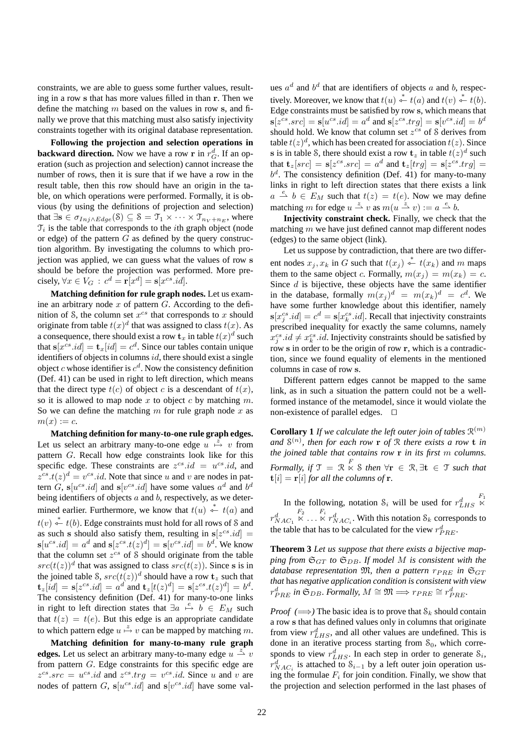constraints, we are able to guess some further values, resulting in a row $\mathbf{s}$ that has more values filled in than $\mathbf{r}$. Then we define the matching $m$ based on the values in row $\mathbf{s}$, and finally we prove that this matching must also satisfy injectivity constraints together with its original database representation.

**Following the projection and selection operations in backward direction.** Now we have a row $\mathbf{r}$ in $r^d_G$. If an operation (such as projection and selection) cannot increase the number of rows, then it is sure that if we have a row in the result table, then this row should have an origin in the table, on which operations were performed. Formally, it is obvious (by using the definitions of projection and selection) that $\exists \mathbf{s} \in \sigma_{Inj \wedge Edge}(\mathcal{S}) \subseteq \mathcal{S} = \mathcal{T}_1 \times \cdots \times \mathcal{T}_{n_V + n_E}$, where $\mathcal{T}_i$ is the table that corresponds to the $i$th graph object (node or edge) of the pattern $G$ as defined by the query construction algorithm. By investigating the columns to which projection was applied, we can guess what the values of row $\mathbf{s}$ should be before the projection was performed. More precisely, $\forall x \in V_G : c^d = \mathbf{r}[x^d] = \mathbf{s}[x^{cs}.id]$.

**Matching definition for rule graph nodes.** Let us examine an arbitrary node $x$ of pattern $G$. According to the definition of $\mathcal{S}$, the column set $x^{cs}$ that corresponds to $x$ should originate from table $t(x)^d$ that was assigned to class $t(x)$. As a consequence, there should exist a row $\mathbf{t}_x$ in table $t(x)^d$ such that $\mathbf{s}[x^{cs}.id] = \mathbf{t}_x[id] = c^d$. Since our tables contain unique identifiers of objects in columns $id$, there should exist a single object $c$ whose identifier is $c^d$. Now the consistency definition (Def. 41) can be used in right to left direction, which means that the direct type $t(c)$ of object $c$ is a descendant of $t(x)$, so it is allowed to map node $x$ to object $c$ by matching $m$. So we can define the matching $m$ for rule graph node $x$ as $m(x) := c$.

**Matching definition for many-to-one rule graph edges.** Let us select an arbitrary many-to-one edge $u \overset{z}{\mapsto} v$ from pattern $G$. Recall how edge constraints look like for this specific edge. These constraints are $z^{cs}.id = u^{cs}.id$, and $z^{cs}.t(z)^d = v^{cs}.id$. Note that since $u$ and $v$ are nodes in pattern $G$, $\mathbf{s}[u^{cs}.id]$ and $\mathbf{s}[v^{cs}.id]$ have some values $a^d$ and $b^d$ being identifiers of objects $a$ and $b$, respectively, as we determined earlier. Furthermore, we know that $t(u) \overset{*}{\leftarrow} t(a)$ and $t(v) \overset{*}{\leftarrow} t(b)$. Edge constraints must hold for all rows of $\mathcal{S}$ and as such $\mathbf{s}$ should also satisfy them, resulting in $\mathbf{s}[z^{cs}.id] = \mathbf{s}[u^{cs}.id] = a^d$ and $\mathbf{s}[z^{cs}.t(z)^d] = \mathbf{s}[v^{cs}.id] = b^d$. We know that the column set $z^{cs}$ of $\mathcal{S}$ should originate from the table $src(t(z))^d$ that was assigned to class $src(t(z))$. Since $\mathbf{s}$ is in the joined table $\mathcal{S}$, $src(t(z))^d$ should have a row $\mathbf{t}_z$ such that $\mathbf{t}_z[id] = \mathbf{s}[z^{cs}.id] = a^d$ and $\mathbf{t}_z[t(z)^d] = \mathbf{s}[z^{cs}.t(z)^d] = b^d$. The consistency definition (Def. 41) for many-to-one links in right to left direction states that $\exists a \overset{e}{\mapsto} b \in E_M$ such that $t(z) = t(e)$. But this edge is an appropriate candidate to which pattern edge $u \overset{z}{\mapsto} v$ can be mapped by matching $m$.

**Matching definition for many-to-many rule graph edges.** Let us select an arbitrary many-to-many edge $u \overset{z}{\rightharpoonup} v$ from pattern $G$. Edge constraints for this specific edge are $z^{cs}.src = u^{cs}.id$ and $z^{cs}.trg = v^{cs}.id$. Since $u$ and $v$ are nodes of pattern $G$, $\mathbf{s}[u^{cs}.id]$ and $\mathbf{s}[v^{cs}.id]$ have some values $a^d$ and $b^d$ that are identifiers of objects $a$ and $b$, respectively. Moreover, we know that $t(u) \overset{*}{\leftarrow} t(a)$ and $t(v) \overset{*}{\leftarrow} t(b)$. Edge constraints must be satisfied by row $\mathbf{s}$, which means that $\mathbf{s}[z^{cs}.src] = \mathbf{s}[u^{cs}.id] = a^d$ and $\mathbf{s}[z^{cs}.trg] = \mathbf{s}[v^{cs}.id] = b^d$ should hold. We know that column set $z^{cs}$ of $\mathcal{S}$ derives from table $t(z)^d$, which has been created for association $t(z)$. Since $\mathbf{s}$ is in table $\mathcal{S}$, there should exist a row $\mathbf{t}_z$ in table $t(z)^d$ such that $\mathbf{t}_z[src] = \mathbf{s}[z^{cs}.src] = a^d$ and $\mathbf{t}_z[trg] = \mathbf{s}[z^{cs}.trg] = b^d$. The consistency definition (Def. 41) for many-to-many links in right to left direction states that there exists a link $a \overset{e}{\rightharpoonup} b \in E_M$ such that $t(z) = t(e)$. Now we may define matching $m$ for edge $u \overset{z}{\rightharpoonup} v$ as $m(u \overset{z}{\rightharpoonup} v) := a \overset{e}{\rightharpoonup} b$.

**Injectivity constraint check.** Finally, we check that the matching $m$ we have just defined cannot map different nodes (edges) to the same object (link).

Let us suppose by contradiction, that there are two different nodes $x_j, x_k$ in $G$ such that $t(x_j) \overset{*}{\leftarrow} t(x_k)$ and $m$ maps them to the same object $c$. Formally, $m(x_j) = m(x_k) = c$. Since $d$ is bijective, these objects have the same identifier in the database, formally $m(x_j)^d = m(x_k)^d = c^d$. We have some further knowledge about this identifier, namely $\mathbf{s}[x^{cs}_j.id] = c^d = \mathbf{s}[x^{cs}_k.id]$. Recall that injectivity constraints prescribed inequality for exactly the same columns, namely $x^{cs}_j.id \neq x^{cs}_k.id$. Injectivity constraints should be satisfied by row $\mathbf{s}$ in order to be the origin of row $\mathbf{r}$, which is a contradiction, since we found equality of elements in the mentioned columns in case of row $\mathbf{s}$.

Different pattern edges cannot be mapped to the same link, as in such a situation the pattern could not be a well-formed instance of the metamodel, since it would violate the non-existence of parallel edges. $\square$

**Corollary 1** *If we calculate the left outer join of tables $\mathcal{R}^{(m)}$ and $\mathcal{S}^{(n)}$, then for each row $\mathbf{r}$ of $\mathcal{R}$ there exists a row $\mathbf{t}$ in the joined table that contains row $\mathbf{r}$ in its first $m$ columns. Formally, if $\mathcal{T} = \mathcal{R} \overset{F}{\ltimes} \mathcal{S}$ then $\forall \mathbf{r} \in \mathcal{R}, \exists \mathbf{t} \in \mathcal{T}$ such that $\mathbf{t}[i] = \mathbf{r}[i]$ for all the columns of $\mathbf{r}$.*

In the following, notation $\mathcal{S}_i$ will be used for $r^d_{LHS} \overset{F_1}{\ltimes} r^d_{NAC_1} \overset{F_2}{\ltimes} \ldots \overset{F_i}{\ltimes} r^d_{NAC_i}$. With this notation $\mathcal{S}_k$ corresponds to the table that has to be calculated for the view $r^d_{PRE}$.

**Theorem 3** *Let us suppose that there exists a bijective mapping from $\mathfrak{S}_{GT}$ to $\mathfrak{S}_{DB}$. If model $M$ is consistent with the database representation $\mathfrak{M}$, then a pattern $r_{PRE}$ in $\mathfrak{S}_{GT}$ that* has *negative application condition is consistent with view $r^d_{PRE}$ in $\mathfrak{S}_{DB}$. Formally, $M \cong \mathfrak{M} \Longrightarrow r_{PRE} \cong r^d_{PRE}$.*

*Proof* ($\Longrightarrow$) The basic idea is to prove that $\mathcal{S}_k$ should contain a row $\mathbf{s}$ that has defined values only in columns that originate from view $r^d_{LHS}$, and all other values are undefined. This is done in an iterative process starting from $\mathcal{S}_0$, which corresponds to view $r^d_{LHS}$. In each step in order to generate $\mathcal{S}_i$, $r^d_{NAC_i}$ is attached to $\mathcal{S}_{i-1}$ by a left outer join operation using the formulae $F_i$ for join condition. Finally, we show that the projection and selection performed in the last phases of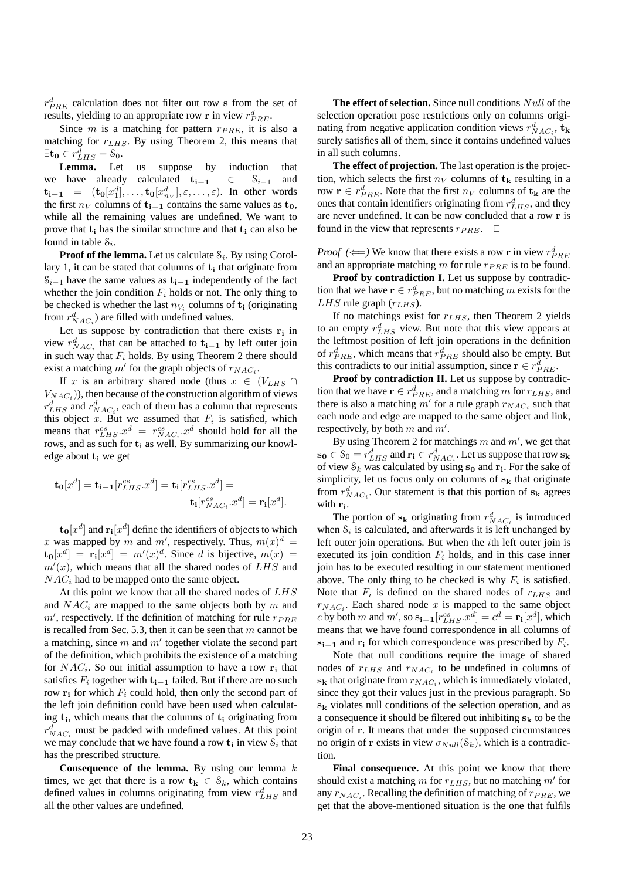$r^d_{PRE}$ calculation does not filter out row $\mathbf{s}$ from the set of results, yielding to an appropriate row $\mathbf{r}$ in view $r^d_{PRE}$.

Since $m$ is a matching for pattern $r_{PRE}$, it is also a matching for $r_{LHS}$. By using Theorem 2, this means that $\exists \mathbf{t_0} \in r^d_{LHS} = \mathcal{S}_0$.

**Lemma.** Let us suppose by induction that we have already calculated $\mathbf{t_{i-1}} \in \mathcal{S}_{i-1}$ and $\mathbf{t_{i-1}} = (\mathbf{t_0}[x^d_1], \ldots, \mathbf{t_0}[x^d_{n_V}], \varepsilon, \ldots, \varepsilon)$. In other words the first $n_V$ columns of $\mathbf{t_{i-1}}$ contains the same values as $\mathbf{t_0}$, while all the remaining values are undefined. We want to prove that $\mathbf{t_i}$ has the similar structure and that $\mathbf{t_i}$ can also be found in table $\mathcal{S}_i$.

**Proof of the lemma.** Let us calculate $\mathcal{S}_i$. By using Corollary 1, it can be stated that columns of $\mathbf{t_i}$ that originate from $\mathcal{S}_{i-1}$ have the same values as $\mathbf{t_{i-1}}$ independently of the fact whether the join condition $F_i$ holds or not. The only thing to be checked is whether the last $n_{V_i}$ columns of $\mathbf{t_i}$ (originating from $r^d_{NAC_i}$) are filled with undefined values.

Let us suppose by contradiction that there exists $\mathbf{r_i}$ in view $r^d_{NAC_i}$ that can be attached to $\mathbf{t_{i-1}}$ by left outer join in such way that $F_i$ holds. By using Theorem 2 there should exist a matching $m'$ for the graph objects of $r_{NAC_i}$.

If $x$ is an arbitrary shared node (thus $x \in (V_{LHS} \cap V_{NAC_i})$), then because of the construction algorithm of views $r^d_{LHS}$ and $r^d_{NAC_i}$, each of them has a column that represents this object $x$. But we assumed that $F_i$ is satisfied, which means that $r^{cs}_{LHS}.x^d = r^{cs}_{NAC_i}.x^d$ should hold for all the rows, and as such for $\mathbf{t_i}$ as well. By summarizing our knowledge about $\mathbf{t_i}$ we get

$$\mathbf{t_0}[x^d] = \mathbf{t_{i-1}}[r^{cs}_{LHS}.x^d] = \mathbf{t_i}[r^{cs}_{LHS}.x^d] = \mathbf{t_i}[r^{cs}_{NAC_i}.x^d] = \mathbf{r_i}[x^d].$$

$\mathbf{t_0}[x^d]$ and $\mathbf{r_i}[x^d]$ define the identifiers of objects to which $x$ was mapped by $m$ and $m'$, respectively. Thus, $m(x)^d = \mathbf{t_0}[x^d] = \mathbf{r_i}[x^d] = m'(x)^d$. Since $d$ is bijective, $m(x) = m'(x)$, which means that all the shared nodes of $LHS$ and $NAC_i$ had to be mapped onto the same object.

At this point we know that all the shared nodes of $LHS$ and $NAC_i$ are mapped to the same objects both by $m$ and $m'$, respectively. If the definition of matching for rule $r_{PRE}$ is recalled from Sec. 5.3, then it can be seen that $m$ cannot be a matching, since $m$ and $m'$ together violate the second part of the definition, which prohibits the existence of a matching for $NAC_i$. So our initial assumption to have a row $\mathbf{r_i}$ that satisfies $F_i$ together with $\mathbf{t_{i-1}}$ failed. But if there are no such row $\mathbf{r_i}$ for which $F_i$ could hold, then only the second part of the left join definition could have been used when calculating $\mathbf{t_i}$, which means that the columns of $\mathbf{t_i}$ originating from $r^d_{NAC_i}$ must be padded with undefined values. At this point we may conclude that we have found a row $\mathbf{t_i}$ in view $\mathcal{S}_i$ that has the prescribed structure.

**Consequence of the lemma.** By using our lemma $k$ times, we get that there is a row $\mathbf{t_k} \in \mathcal{S}_k$, which contains defined values in columns originating from view $r^d_{LHS}$ and all the other values are undefined.

**The effect of selection.** Since null conditions $Null$ of the selection operation pose restrictions only on columns originating from negative application condition views $r^d_{NAC_i}$, $\mathbf{t_k}$ surely satisfies all of them, since it contains undefined values in all such columns.

**The effect of projection.** The last operation is the projection, which selects the first $n_V$ columns of $\mathbf{t_k}$ resulting in a row $\mathbf{r} \in r^d_{PRE}$. Note that the first $n_V$ columns of $\mathbf{t_k}$ are the ones that contain identifiers originating from $r^d_{LHS}$, and they are never undefined. It can be now concluded that a row $\mathbf{r}$ is found in the view that represents $r_{PRE}$. $\square$

*Proof ($\Longleftarrow$)* We know that there exists a row $\mathbf{r}$ in view $r^d_{PRE}$ and an appropriate matching $m$ for rule $r_{PRE}$ is to be found.

**Proof by contradiction I.** Let us suppose by contradiction that we have $\mathbf{r} \in r^d_{PRE}$, but no matching $m$ exists for the $LHS$ rule graph ($r_{LHS}$).

If no matchings exist for $r_{LHS}$, then Theorem 2 yields to an empty $r^d_{LHS}$ view. But note that this view appears at the leftmost position of left join operations in the definition of $r^d_{PRE}$, which means that $r^d_{PRE}$ should also be empty. But this contradicts to our initial assumption, since $\mathbf{r} \in r^d_{PRE}$.

**Proof by contradiction II.** Let us suppose by contradiction that we have $\mathbf{r} \in r^d_{PRE}$, and a matching $m$ for $r_{LHS}$, and there is also a matching $m'$ for a rule graph $r_{NAC_i}$ such that each node and edge are mapped to the same object and link, respectively, by both $m$ and $m'$.

By using Theorem 2 for matchings $m$ and $m'$, we get that $\mathbf{s_0} \in \mathcal{S}_0 = r^d_{LHS}$ and $\mathbf{r_i} \in r^d_{NAC_i}$. Let us suppose that row $\mathbf{s_k}$ of view $\mathcal{S}_k$ was calculated by using $\mathbf{s_0}$ and $\mathbf{r_i}$. For the sake of simplicity, let us focus only on columns of $\mathbf{s_k}$ that originate from $r^d_{NAC_i}$. Our statement is that this portion of $\mathbf{s_k}$ agrees with $\mathbf{r_i}$.

The portion of $\mathbf{s_k}$ originating from $r^d_{NAC_i}$ is introduced when $\mathcal{S}_i$ is calculated, and afterwards it is left unchanged by left outer join operations. But when the $i$th left outer join is executed its join condition $F_i$ holds, and in this case inner join has to be executed resulting in our statement mentioned above. The only thing to be checked is why $F_i$ is satisfied. Note that $F_i$ is defined on the shared nodes of $r_{LHS}$ and $r_{NAC_i}$. Each shared node $x$ is mapped to the same object $c$ by both $m$ and $m'$, so $\mathbf{s_{i-1}}[r^{cs}_{LHS}.x^d] = c^d = \mathbf{r_i}[x^d]$, which means that we have found correspondence in all columns of $\mathbf{s_{i-1}}$ and $\mathbf{r_i}$ for which correspondence was prescribed by $F_i$.

Note that null conditions require the image of shared nodes of $r_{LHS}$ and $r_{NAC_i}$ to be undefined in columns of $\mathbf{s_k}$ that originate from $r_{NAC_i}$, which is immediately violated, since they got their values just in the previous paragraph. So $\mathbf{s_k}$ violates null conditions of the selection operation, and as a consequence it should be filtered out inhibiting $\mathbf{s_k}$ to be the origin of $\mathbf{r}$. It means that under the supposed circumstances no origin of $\mathbf{r}$ exists in view $\sigma_{Null}(\mathcal{S}_k)$, which is a contradiction.

**Final consequence.** At this point we know that there should exist a matching $m$ for $r_{LHS}$, but no matching $m'$ for any $r_{NAC_i}$. Recalling the definition of matching of $r_{PRE}$, we get that the above-mentioned situation is the one that fulfils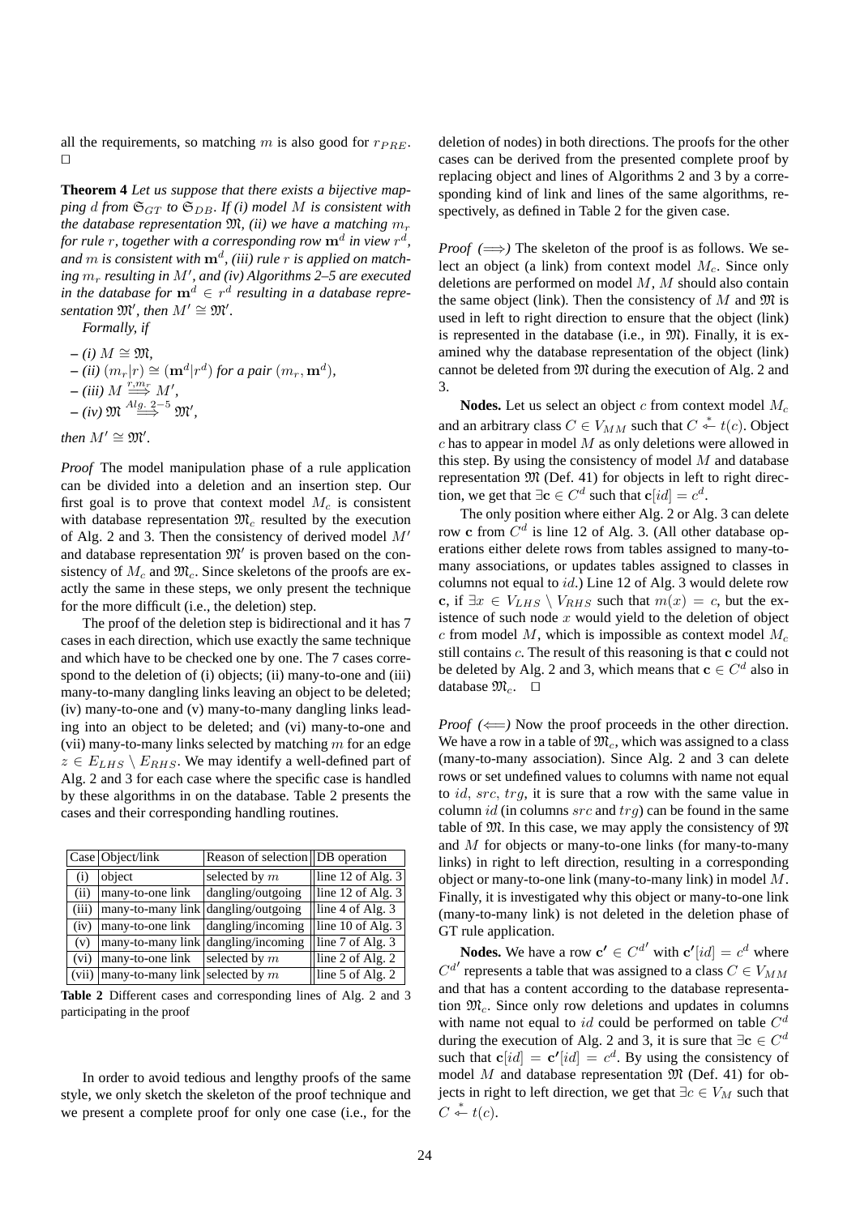all the requirements, so matching $m$ is also good for $r_{PRE}$. □

**Theorem 4** *Let us suppose that there exists a bijective mapping $d$ from $\mathfrak{S}_{GT}$ to $\mathfrak{S}_{DB}$. If (i) model $M$ is consistent with the database representation $\mathfrak{M}$, (ii) we have a matching $m_r$ for rule $r$, together with a corresponding row $\mathbf{m}^d$ in view $r^d$, and $m$ is consistent with $\mathbf{m}^d$, (iii) rule $r$ is applied on matching $m_r$ resulting in $M'$, and (iv) Algorithms 2–5 are executed in the database for $\mathbf{m}^d \in r^d$ resulting in a database representation $\mathfrak{M}'$, then $M' \cong \mathfrak{M}'$.*

*Formally, if*

- *(i)* $M \cong \mathfrak{M}$,
- *(ii)* $(m_r|r) \cong (\mathbf{m}^d|r^d)$ *for a pair* $(m_r, \mathbf{m}^d)$,
- *(iii)* $M \overset{r,m_r}{\Longrightarrow} M'$,
- *(iv)* $\mathfrak{M} \overset{Alg.\ 2-5}{\Longrightarrow} \mathfrak{M}'$,

*then* $M' \cong \mathfrak{M}'$.

*Proof* The model manipulation phase of a rule application can be divided into a deletion and an insertion step. Our first goal is to prove that context model $M_c$ is consistent with database representation $\mathfrak{M}_c$ resulted by the execution of Alg. 2 and 3. Then the consistency of derived model $M'$ and database representation $\mathfrak{M}'$ is proven based on the consistency of $M_c$ and $\mathfrak{M}_c$. Since skeletons of the proofs are exactly the same in these steps, we only present the technique for the more difficult (i.e., the deletion) step.

The proof of the deletion step is bidirectional and it has 7 cases in each direction, which use exactly the same technique and which have to be checked one by one. The 7 cases correspond to the deletion of (i) objects; (ii) many-to-one and (iii) many-to-many dangling links leaving an object to be deleted; (iv) many-to-one and (v) many-to-many dangling links leading into an object to be deleted; and (vi) many-to-one and (vii) many-to-many links selected by matching $m$ for an edge $z \in E_{LHS} \setminus E_{RHS}$. We may identify a well-defined part of Alg. 2 and 3 for each case where the specific case is handled by these algorithms in on the database. Table 2 presents the cases and their corresponding handling routines.

| Case | Object/link | Reason of selection | DB operation |
|---|---|---|---|
| (i) | object | selected by $m$ | line 12 of Alg. 3 |
| (ii) | many-to-one link | dangling/outgoing | line 12 of Alg. 3 |
| (iii) | many-to-many link | dangling/outgoing | line 4 of Alg. 3 |
| (iv) | many-to-one link | dangling/incoming | line 10 of Alg. 3 |
| (v) | many-to-many link | dangling/incoming | line 7 of Alg. 3 |
| (vi) | many-to-one link | selected by $m$ | line 2 of Alg. 2 |
| (vii) | many-to-many link | selected by $m$ | line 5 of Alg. 2 |

**Table 2** Different cases and corresponding lines of Alg. 2 and 3 participating in the proof

In order to avoid tedious and lengthy proofs of the same style, we only sketch the skeleton of the proof technique and we present a complete proof for only one case (i.e., for the deletion of nodes) in both directions. The proofs for the other cases can be derived from the presented complete proof by replacing object and lines of Algorithms 2 and 3 by a corresponding kind of link and lines of the same algorithms, respectively, as defined in Table 2 for the given case.

*Proof ($\Longrightarrow$)* The skeleton of the proof is as follows. We select an object (a link) from context model $M_c$. Since only deletions are performed on model $M$, $M$ should also contain the same object (link). Then the consistency of $M$ and $\mathfrak{M}$ is used in left to right direction to ensure that the object (link) is represented in the database (i.e., in $\mathfrak{M}$). Finally, it is examined why the database representation of the object (link) cannot be deleted from $\mathfrak{M}$ during the execution of Alg. 2 and 3.

**Nodes.** Let us select an object $c$ from context model $M_c$ and an arbitrary class $C \in V_{MM}$ such that $C \overset{*}{\leftarrow} t(c)$. Object $c$ has to appear in model $M$ as only deletions were allowed in this step. By using the consistency of model $M$ and database representation $\mathfrak{M}$ (Def. 41) for objects in left to right direction, we get that $\exists \mathbf{c} \in C^d$ such that $\mathbf{c}[id] = c^d$.

The only position where either Alg. 2 or Alg. 3 can delete row $\mathbf{c}$ from $C^d$ is line 12 of Alg. 3. (All other database operations either delete rows from tables assigned to many-to-many associations, or updates tables assigned to classes in columns not equal to $id$.) Line 12 of Alg. 3 would delete row $\mathbf{c}$, if $\exists x \in V_{LHS} \setminus V_{RHS}$ such that $m(x) = c$, but the existence of such node $x$ would yield to the deletion of object $c$ from model $M$, which is impossible as context model $M_c$ still contains $c$. The result of this reasoning is that $\mathbf{c}$ could not be deleted by Alg. 2 and 3, which means that $\mathbf{c} \in C^d$ also in database $\mathfrak{M}_c$. □

*Proof ($\Longleftarrow$)* Now the proof proceeds in the other direction. We have a row in a table of $\mathfrak{M}_c$, which was assigned to a class (many-to-many association). Since Alg. 2 and 3 can delete rows or set undefined values to columns with name not equal to $id$, $src$, $trg$, it is sure that a row with the same value in column $id$ (in columns $src$ and $trg$) can be found in the same table of $\mathfrak{M}$. In this case, we may apply the consistency of $\mathfrak{M}$ and $M$ for objects or many-to-one links (for many-to-many links) in right to left direction, resulting in a corresponding object or many-to-one link (many-to-many link) in model $M$. Finally, it is investigated why this object or many-to-one link (many-to-many link) is not deleted in the deletion phase of GT rule application.

**Nodes.** We have a row $\mathbf{c'} \in C^{d'}$ with $\mathbf{c'}[id] = c^d$ where $C^{d'}$ represents a table that was assigned to a class $C \in V_{MM}$ and that has a content according to the database representation $\mathfrak{M}_c$. Since only row deletions and updates in columns with name not equal to $id$ could be performed on table $C^d$ during the execution of Alg. 2 and 3, it is sure that $\exists \mathbf{c} \in C^d$ such that $\mathbf{c}[id] = \mathbf{c'}[id] = c^d$. By using the consistency of model $M$ and database representation $\mathfrak{M}$ (Def. 41) for objects in right to left direction, we get that $\exists c \in V_M$ such that $C \overset{*}{\leftarrow} t(c)$.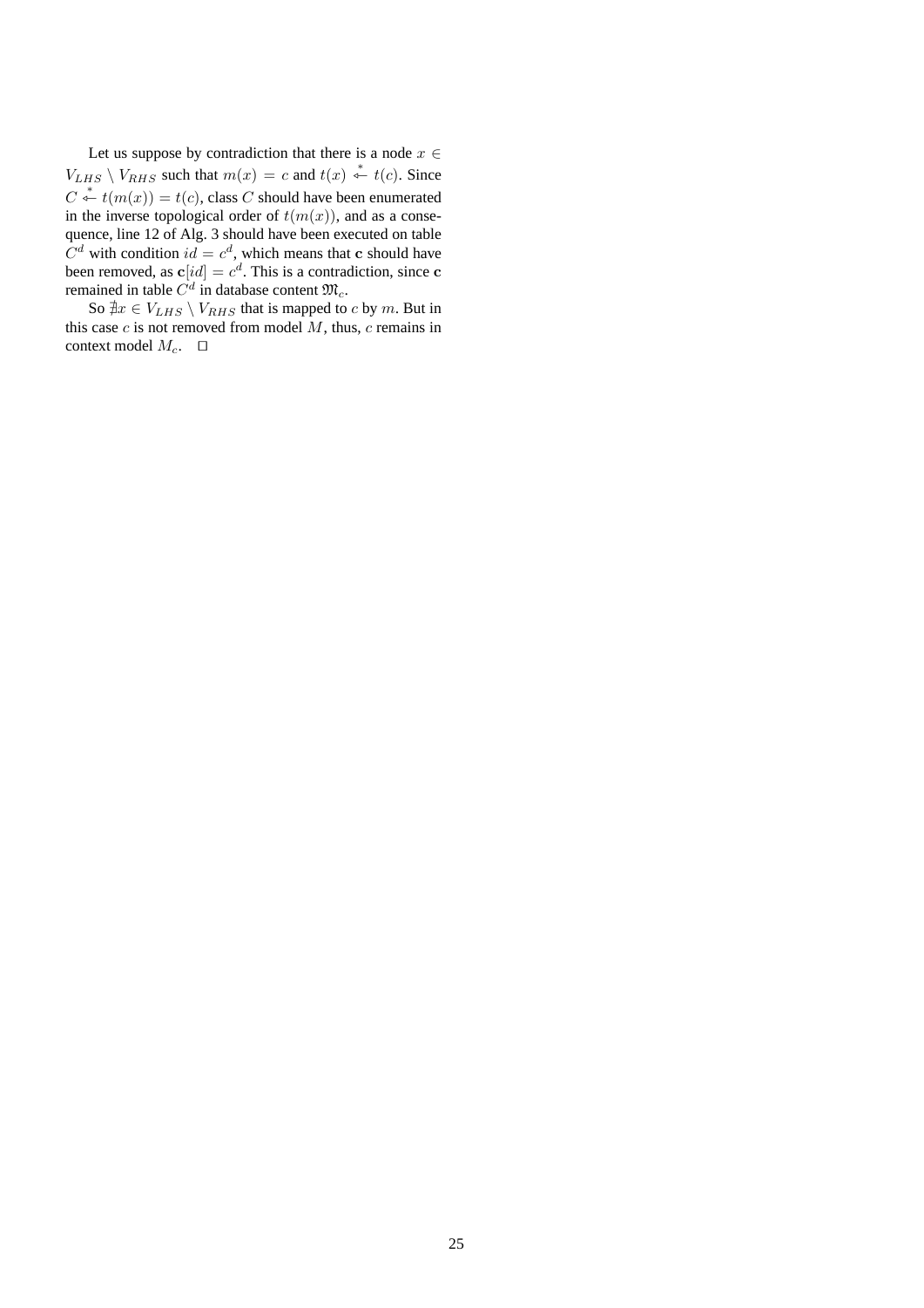Let us suppose by contradiction that there is a node $x \in V_{LHS} \setminus V_{RHS}$ such that $m(x) = c$ and $t(x) \overset{*}{\leftarrow} t(c)$. Since $C \overset{*}{\leftarrow} t(m(x)) = t(c)$, class $C$ should have been enumerated in the inverse topological order of $t(m(x))$, and as a consequence, line 12 of Alg. 3 should have been executed on table $C^d$ with condition $id = c^d$, which means that $\mathbf{c}$ should have been removed, as $\mathbf{c}[id] = c^d$. This is a contradiction, since $\mathbf{c}$ remained in table $C^d$ in database content $\mathfrak{M}_c$.

So $\nexists x \in V_{LHS} \setminus V_{RHS}$ that is mapped to $c$ by $m$. But in this case $c$ is not removed from model $M$, thus, $c$ remains in context model $M_c$. $\square$